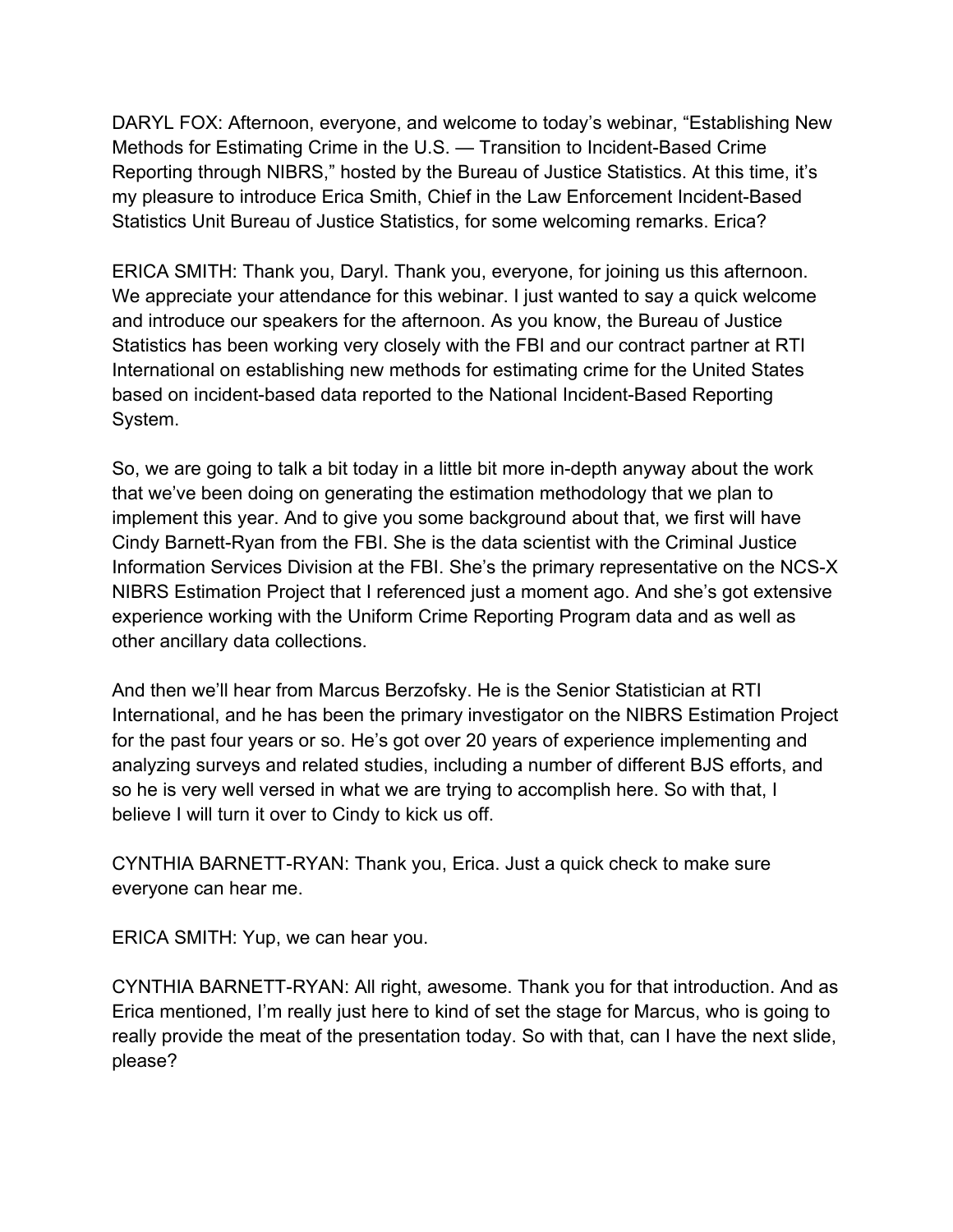DARYL FOX: Afternoon, everyone, and welcome to today's webinar, "Establishing New Methods for Estimating Crime in the U.S. — Transition to Incident-Based Crime Reporting through NIBRS," hosted by the Bureau of Justice Statistics. At this time, it's my pleasure to introduce Erica Smith, Chief in the Law Enforcement Incident-Based Statistics Unit Bureau of Justice Statistics, for some welcoming remarks. Erica?

ERICA SMITH: Thank you, Daryl. Thank you, everyone, for joining us this afternoon. We appreciate your attendance for this webinar. I just wanted to say a quick welcome and introduce our speakers for the afternoon. As you know, the Bureau of Justice Statistics has been working very closely with the FBI and our contract partner at RTI International on establishing new methods for estimating crime for the United States based on incident-based data reported to the National Incident-Based Reporting System.

So, we are going to talk a bit today in a little bit more in-depth anyway about the work that we've been doing on generating the estimation methodology that we plan to implement this year. And to give you some background about that, we first will have Cindy Barnett-Ryan from the FBI. She is the data scientist with the Criminal Justice Information Services Division at the FBI. She's the primary representative on the NCS-X NIBRS Estimation Project that I referenced just a moment ago. And she's got extensive experience working with the Uniform Crime Reporting Program data and as well as other ancillary data collections.

And then we'll hear from Marcus Berzofsky. He is the Senior Statistician at RTI International, and he has been the primary investigator on the NIBRS Estimation Project for the past four years or so. He's got over 20 years of experience implementing and analyzing surveys and related studies, including a number of different BJS efforts, and so he is very well versed in what we are trying to accomplish here. So with that, I believe I will turn it over to Cindy to kick us off.

CYNTHIA BARNETT-RYAN: Thank you, Erica. Just a quick check to make sure everyone can hear me.

ERICA SMITH: Yup, we can hear you.

CYNTHIA BARNETT-RYAN: All right, awesome. Thank you for that introduction. And as Erica mentioned, I'm really just here to kind of set the stage for Marcus, who is going to really provide the meat of the presentation today. So with that, can I have the next slide, please?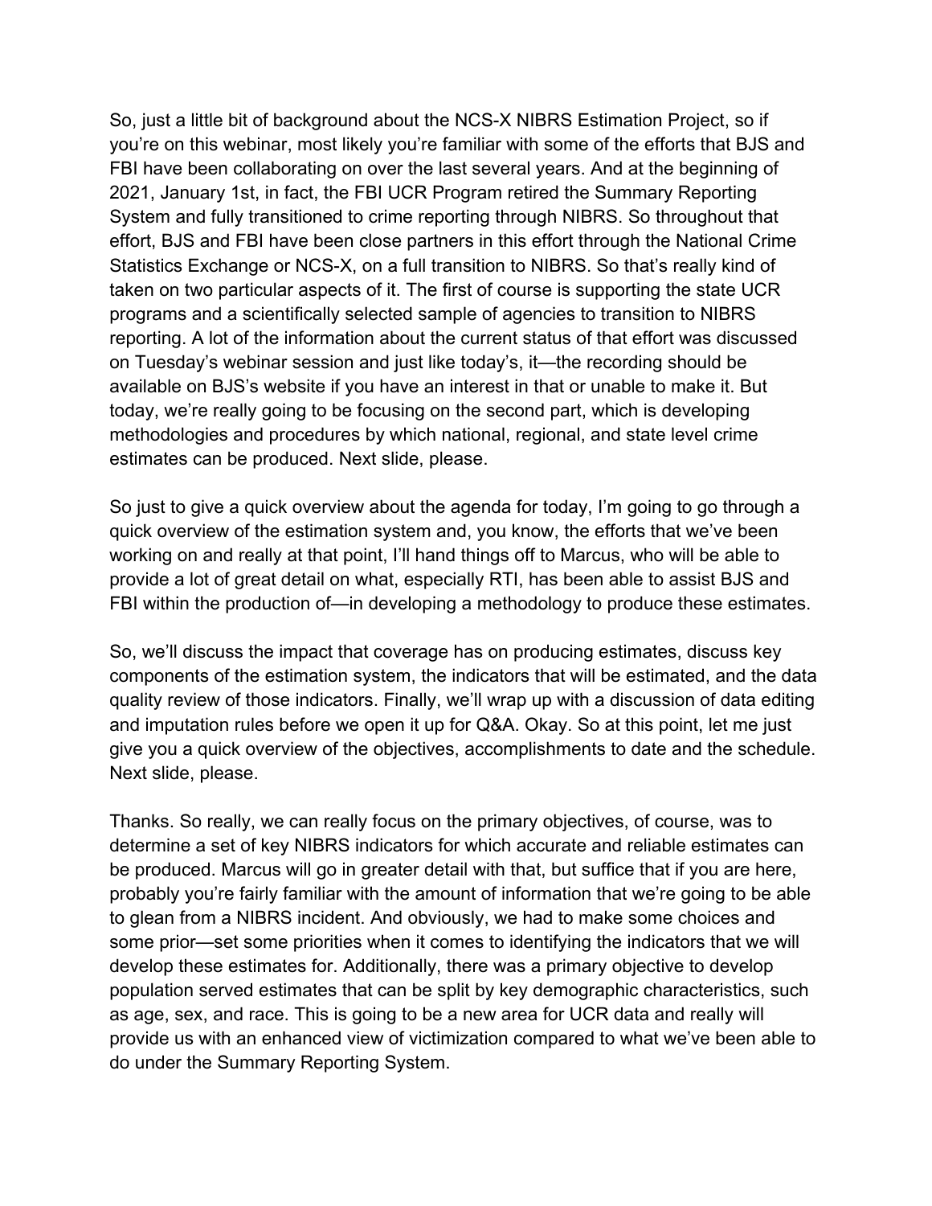So, just a little bit of background about the NCS-X NIBRS Estimation Project, so if you're on this webinar, most likely you're familiar with some of the efforts that BJS and FBI have been collaborating on over the last several years. And at the beginning of 2021, January 1st, in fact, the FBI UCR Program retired the Summary Reporting System and fully transitioned to crime reporting through NIBRS. So throughout that effort, BJS and FBI have been close partners in this effort through the National Crime Statistics Exchange or NCS-X, on a full transition to NIBRS. So that's really kind of taken on two particular aspects of it. The first of course is supporting the state UCR programs and a scientifically selected sample of agencies to transition to NIBRS reporting. A lot of the information about the current status of that effort was discussed on Tuesday's webinar session and just like today's, it—the recording should be available on BJS's website if you have an interest in that or unable to make it. But today, we're really going to be focusing on the second part, which is developing methodologies and procedures by which national, regional, and state level crime estimates can be produced. Next slide, please.

So just to give a quick overview about the agenda for today, I'm going to go through a quick overview of the estimation system and, you know, the efforts that we've been working on and really at that point, I'll hand things off to Marcus, who will be able to provide a lot of great detail on what, especially RTI, has been able to assist BJS and FBI within the production of—in developing a methodology to produce these estimates.

So, we'll discuss the impact that coverage has on producing estimates, discuss key components of the estimation system, the indicators that will be estimated, and the data quality review of those indicators. Finally, we'll wrap up with a discussion of data editing and imputation rules before we open it up for Q&A. Okay. So at this point, let me just give you a quick overview of the objectives, accomplishments to date and the schedule. Next slide, please.

Thanks. So really, we can really focus on the primary objectives, of course, was to determine a set of key NIBRS indicators for which accurate and reliable estimates can be produced. Marcus will go in greater detail with that, but suffice that if you are here, probably you're fairly familiar with the amount of information that we're going to be able to glean from a NIBRS incident. And obviously, we had to make some choices and some prior—set some priorities when it comes to identifying the indicators that we will develop these estimates for. Additionally, there was a primary objective to develop population served estimates that can be split by key demographic characteristics, such as age, sex, and race. This is going to be a new area for UCR data and really will provide us with an enhanced view of victimization compared to what we've been able to do under the Summary Reporting System.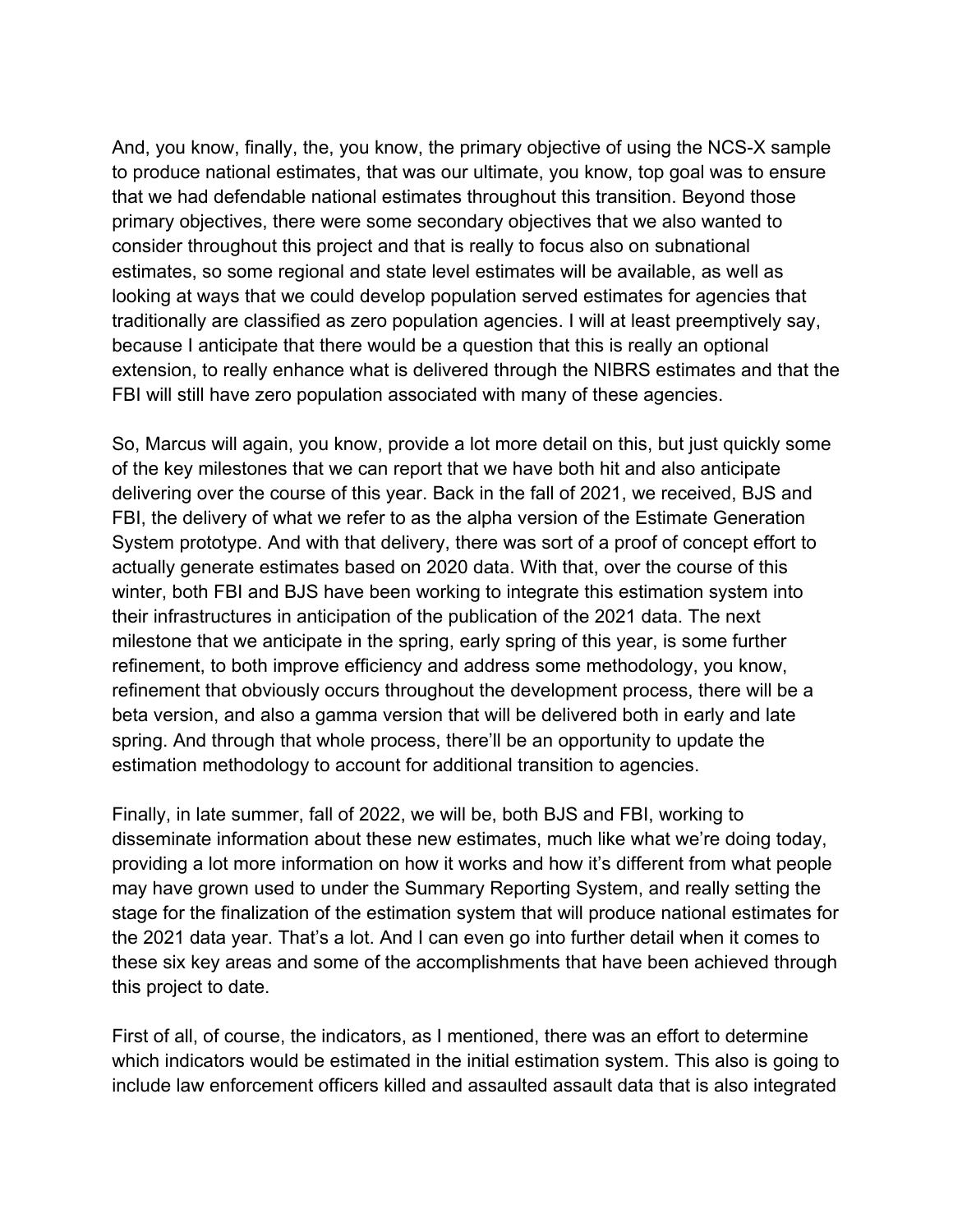And, you know, finally, the, you know, the primary objective of using the NCS-X sample to produce national estimates, that was our ultimate, you know, top goal was to ensure that we had defendable national estimates throughout this transition. Beyond those primary objectives, there were some secondary objectives that we also wanted to consider throughout this project and that is really to focus also on subnational estimates, so some regional and state level estimates will be available, as well as looking at ways that we could develop population served estimates for agencies that traditionally are classified as zero population agencies. I will at least preemptively say, because I anticipate that there would be a question that this is really an optional extension, to really enhance what is delivered through the NIBRS estimates and that the FBI will still have zero population associated with many of these agencies.

So, Marcus will again, you know, provide a lot more detail on this, but just quickly some of the key milestones that we can report that we have both hit and also anticipate delivering over the course of this year. Back in the fall of 2021, we received, BJS and FBI, the delivery of what we refer to as the alpha version of the Estimate Generation System prototype. And with that delivery, there was sort of a proof of concept effort to actually generate estimates based on 2020 data. With that, over the course of this winter, both FBI and BJS have been working to integrate this estimation system into their infrastructures in anticipation of the publication of the 2021 data. The next milestone that we anticipate in the spring, early spring of this year, is some further refinement, to both improve efficiency and address some methodology, you know, refinement that obviously occurs throughout the development process, there will be a beta version, and also a gamma version that will be delivered both in early and late spring. And through that whole process, there'll be an opportunity to update the estimation methodology to account for additional transition to agencies.

Finally, in late summer, fall of 2022, we will be, both BJS and FBI, working to disseminate information about these new estimates, much like what we're doing today, providing a lot more information on how it works and how it's different from what people may have grown used to under the Summary Reporting System, and really setting the stage for the finalization of the estimation system that will produce national estimates for the 2021 data year. That's a lot. And I can even go into further detail when it comes to these six key areas and some of the accomplishments that have been achieved through this project to date.

First of all, of course, the indicators, as I mentioned, there was an effort to determine which indicators would be estimated in the initial estimation system. This also is going to include law enforcement officers killed and assaulted assault data that is also integrated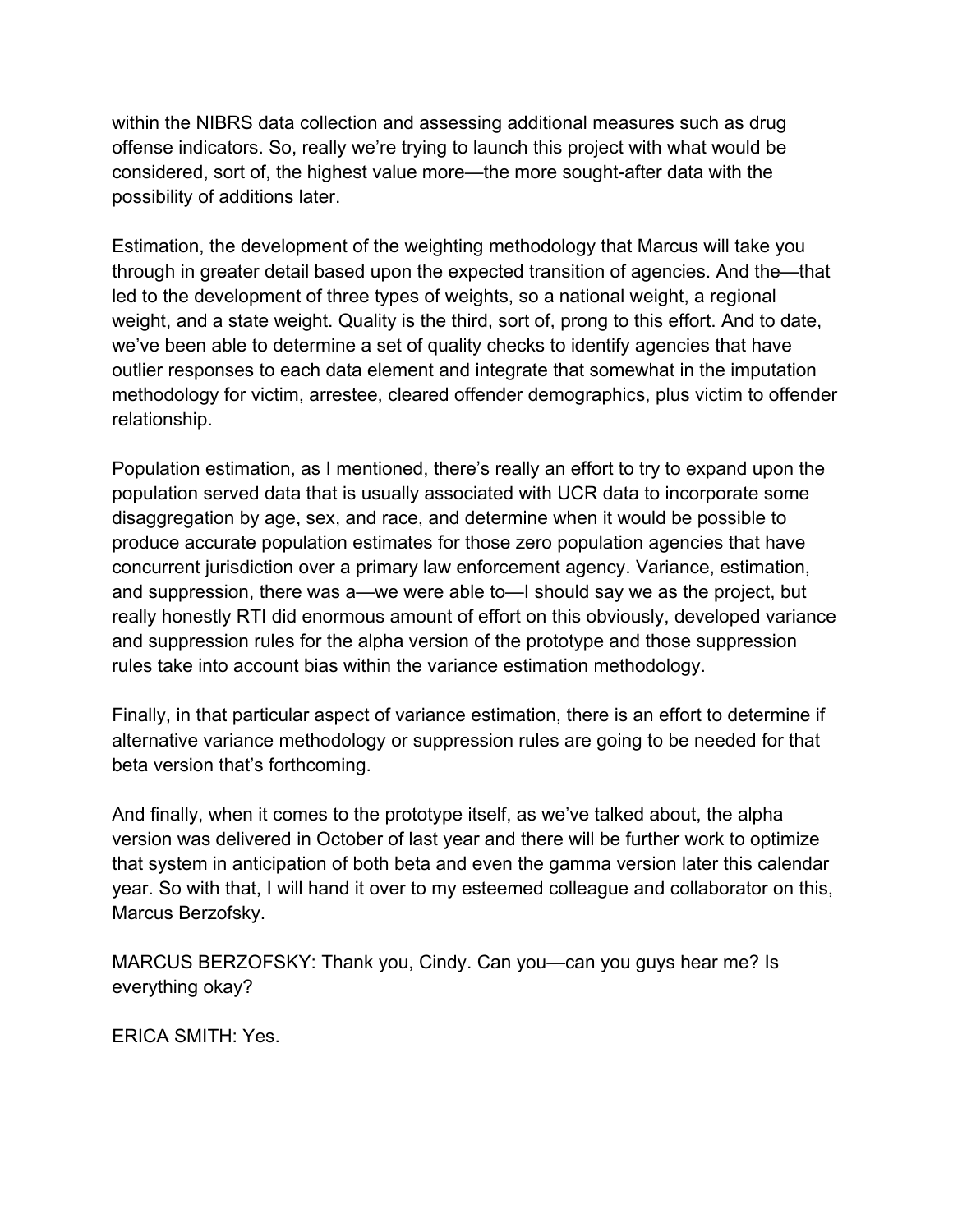within the NIBRS data collection and assessing additional measures such as drug offense indicators. So, really we're trying to launch this project with what would be considered, sort of, the highest value more—the more sought-after data with the possibility of additions later.

Estimation, the development of the weighting methodology that Marcus will take you through in greater detail based upon the expected transition of agencies. And the—that led to the development of three types of weights, so a national weight, a regional weight, and a state weight. Quality is the third, sort of, prong to this effort. And to date, we've been able to determine a set of quality checks to identify agencies that have outlier responses to each data element and integrate that somewhat in the imputation methodology for victim, arrestee, cleared offender demographics, plus victim to offender relationship.

Population estimation, as I mentioned, there's really an effort to try to expand upon the population served data that is usually associated with UCR data to incorporate some disaggregation by age, sex, and race, and determine when it would be possible to produce accurate population estimates for those zero population agencies that have concurrent jurisdiction over a primary law enforcement agency. Variance, estimation, and suppression, there was a—we were able to—I should say we as the project, but really honestly RTI did enormous amount of effort on this obviously, developed variance and suppression rules for the alpha version of the prototype and those suppression rules take into account bias within the variance estimation methodology.

Finally, in that particular aspect of variance estimation, there is an effort to determine if alternative variance methodology or suppression rules are going to be needed for that beta version that's forthcoming.

And finally, when it comes to the prototype itself, as we've talked about, the alpha version was delivered in October of last year and there will be further work to optimize that system in anticipation of both beta and even the gamma version later this calendar year. So with that, I will hand it over to my esteemed colleague and collaborator on this, Marcus Berzofsky.

MARCUS BERZOFSKY: Thank you, Cindy. Can you—can you guys hear me? Is everything okay?

ERICA SMITH: Yes.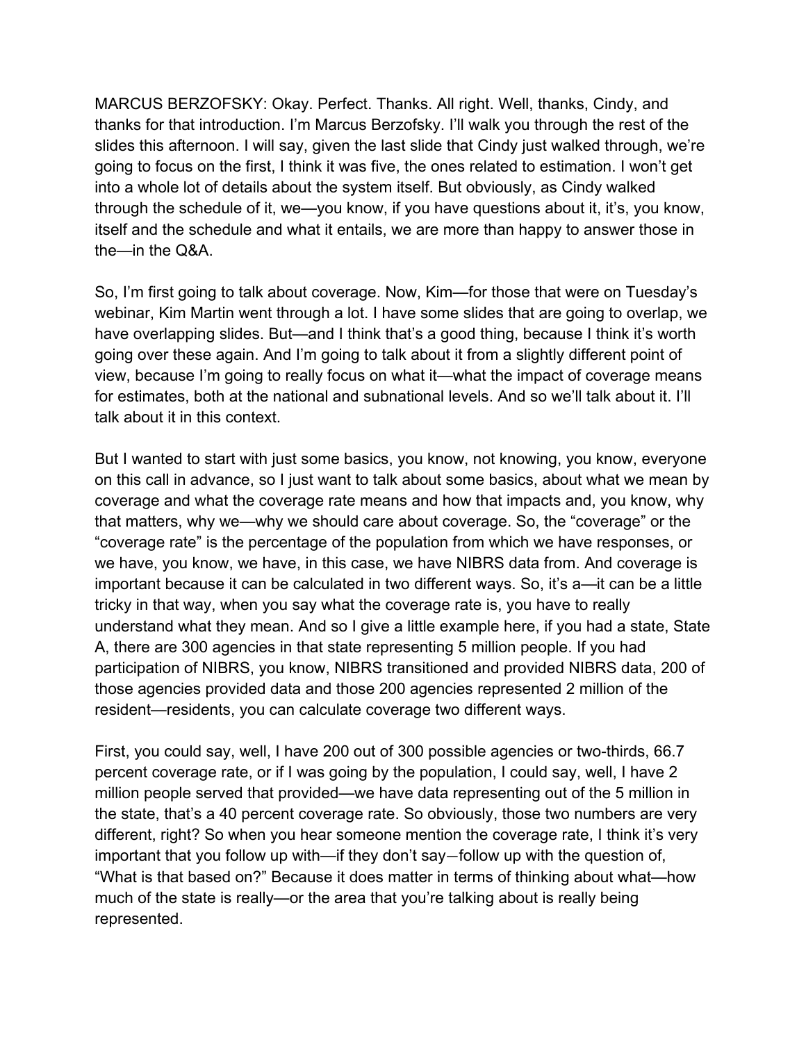MARCUS BERZOFSKY: Okay. Perfect. Thanks. All right. Well, thanks, Cindy, and thanks for that introduction. I'm Marcus Berzofsky. I'll walk you through the rest of the slides this afternoon. I will say, given the last slide that Cindy just walked through, we're going to focus on the first, I think it was five, the ones related to estimation. I won't get into a whole lot of details about the system itself. But obviously, as Cindy walked through the schedule of it, we—you know, if you have questions about it, it's, you know, itself and the schedule and what it entails, we are more than happy to answer those in the—in the Q&A.

So, I'm first going to talk about coverage. Now, Kim—for those that were on Tuesday's webinar, Kim Martin went through a lot. I have some slides that are going to overlap, we have overlapping slides. But—and I think that's a good thing, because I think it's worth going over these again. And I'm going to talk about it from a slightly different point of view, because I'm going to really focus on what it—what the impact of coverage means for estimates, both at the national and subnational levels. And so we'll talk about it. I'll talk about it in this context.

But I wanted to start with just some basics, you know, not knowing, you know, everyone on this call in advance, so I just want to talk about some basics, about what we mean by coverage and what the coverage rate means and how that impacts and, you know, why that matters, why we—why we should care about coverage. So, the "coverage" or the "coverage rate" is the percentage of the population from which we have responses, or we have, you know, we have, in this case, we have NIBRS data from. And coverage is important because it can be calculated in two different ways. So, it's a—it can be a little tricky in that way, when you say what the coverage rate is, you have to really understand what they mean. And so I give a little example here, if you had a state, State A, there are 300 agencies in that state representing 5 million people. If you had participation of NIBRS, you know, NIBRS transitioned and provided NIBRS data, 200 of those agencies provided data and those 200 agencies represented 2 million of the resident—residents, you can calculate coverage two different ways.

First, you could say, well, I have 200 out of 300 possible agencies or two-thirds, 66.7 percent coverage rate, or if I was going by the population, I could say, well, I have 2 million people served that provided—we have data representing out of the 5 million in the state, that's a 40 percent coverage rate. So obviously, those two numbers are very different, right? So when you hear someone mention the coverage rate, I think it's very important that you follow up with—if they don't say—follow up with the question of, "What is that based on?" Because it does matter in terms of thinking about what—how much of the state is really—or the area that you're talking about is really being represented.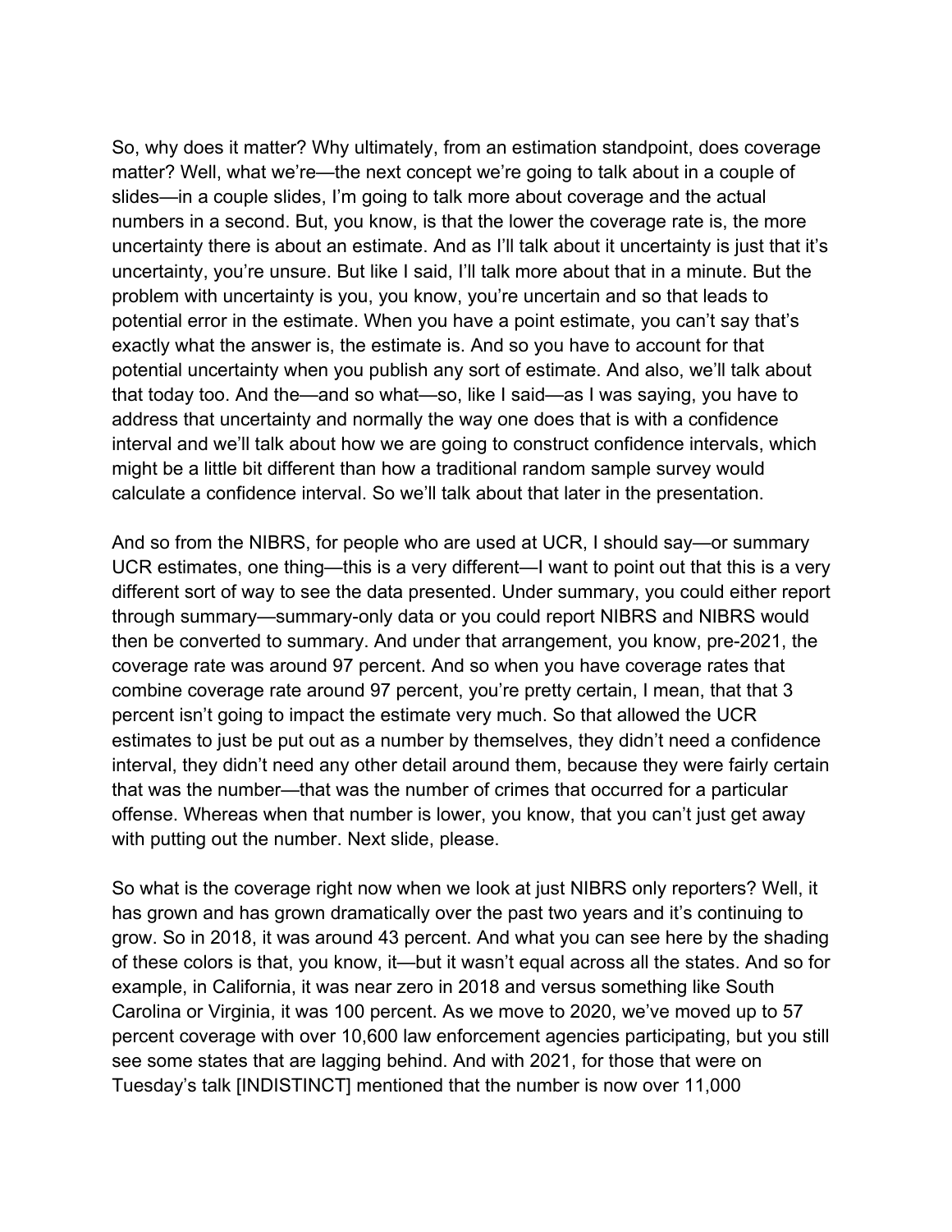So, why does it matter? Why ultimately, from an estimation standpoint, does coverage matter? Well, what we're—the next concept we're going to talk about in a couple of slides—in a couple slides, I'm going to talk more about coverage and the actual numbers in a second. But, you know, is that the lower the coverage rate is, the more uncertainty there is about an estimate. And as I'll talk about it uncertainty is just that it's uncertainty, you're unsure. But like I said, I'll talk more about that in a minute. But the problem with uncertainty is you, you know, you're uncertain and so that leads to potential error in the estimate. When you have a point estimate, you can't say that's exactly what the answer is, the estimate is. And so you have to account for that potential uncertainty when you publish any sort of estimate. And also, we'll talk about that today too. And the—and so what—so, like I said—as I was saying, you have to address that uncertainty and normally the way one does that is with a confidence interval and we'll talk about how we are going to construct confidence intervals, which might be a little bit different than how a traditional random sample survey would calculate a confidence interval. So we'll talk about that later in the presentation.

And so from the NIBRS, for people who are used at UCR, I should say—or summary UCR estimates, one thing—this is a very different—I want to point out that this is a very different sort of way to see the data presented. Under summary, you could either report through summary—summary-only data or you could report NIBRS and NIBRS would then be converted to summary. And under that arrangement, you know, pre-2021, the coverage rate was around 97 percent. And so when you have coverage rates that combine coverage rate around 97 percent, you're pretty certain, I mean, that that 3 percent isn't going to impact the estimate very much. So that allowed the UCR estimates to just be put out as a number by themselves, they didn't need a confidence interval, they didn't need any other detail around them, because they were fairly certain that was the number—that was the number of crimes that occurred for a particular offense. Whereas when that number is lower, you know, that you can't just get away with putting out the number. Next slide, please.

So what is the coverage right now when we look at just NIBRS only reporters? Well, it has grown and has grown dramatically over the past two years and it's continuing to grow. So in 2018, it was around 43 percent. And what you can see here by the shading of these colors is that, you know, it—but it wasn't equal across all the states. And so for example, in California, it was near zero in 2018 and versus something like South Carolina or Virginia, it was 100 percent. As we move to 2020, we've moved up to 57 percent coverage with over 10,600 law enforcement agencies participating, but you still see some states that are lagging behind. And with 2021, for those that were on Tuesday's talk [INDISTINCT] mentioned that the number is now over 11,000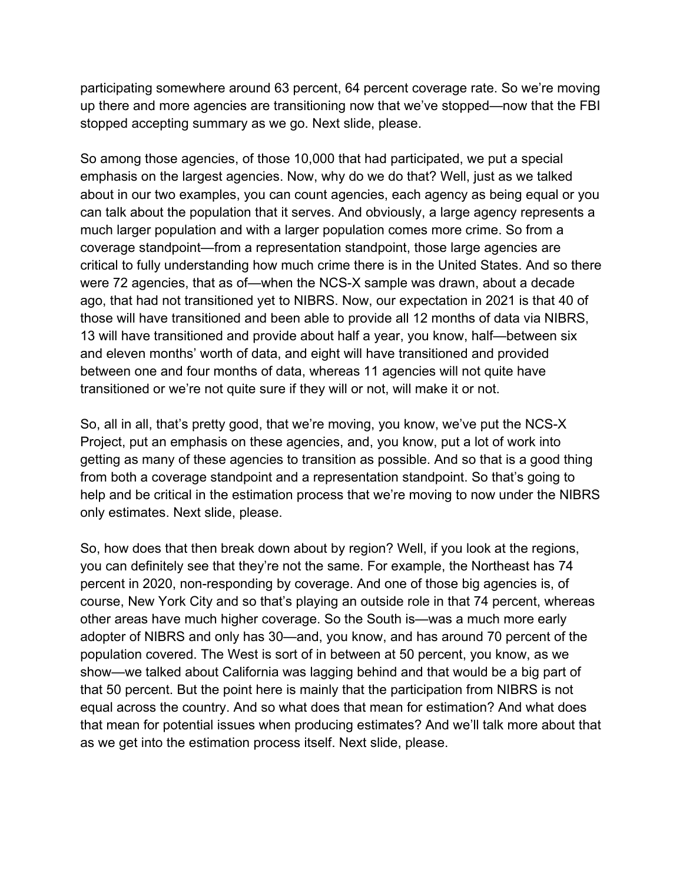participating somewhere around 63 percent, 64 percent coverage rate. So we're moving up there and more agencies are transitioning now that we've stopped—now that the FBI stopped accepting summary as we go. Next slide, please.

So among those agencies, of those 10,000 that had participated, we put a special emphasis on the largest agencies. Now, why do we do that? Well, just as we talked about in our two examples, you can count agencies, each agency as being equal or you can talk about the population that it serves. And obviously, a large agency represents a much larger population and with a larger population comes more crime. So from a coverage standpoint—from a representation standpoint, those large agencies are critical to fully understanding how much crime there is in the United States. And so there were 72 agencies, that as of—when the NCS-X sample was drawn, about a decade ago, that had not transitioned yet to NIBRS. Now, our expectation in 2021 is that 40 of those will have transitioned and been able to provide all 12 months of data via NIBRS, 13 will have transitioned and provide about half a year, you know, half—between six and eleven months' worth of data, and eight will have transitioned and provided between one and four months of data, whereas 11 agencies will not quite have transitioned or we're not quite sure if they will or not, will make it or not.

So, all in all, that's pretty good, that we're moving, you know, we've put the NCS-X Project, put an emphasis on these agencies, and, you know, put a lot of work into getting as many of these agencies to transition as possible. And so that is a good thing from both a coverage standpoint and a representation standpoint. So that's going to help and be critical in the estimation process that we're moving to now under the NIBRS only estimates. Next slide, please.

So, how does that then break down about by region? Well, if you look at the regions, you can definitely see that they're not the same. For example, the Northeast has 74 percent in 2020, non-responding by coverage. And one of those big agencies is, of course, New York City and so that's playing an outside role in that 74 percent, whereas other areas have much higher coverage. So the South is—was a much more early adopter of NIBRS and only has 30—and, you know, and has around 70 percent of the population covered. The West is sort of in between at 50 percent, you know, as we show—we talked about California was lagging behind and that would be a big part of that 50 percent. But the point here is mainly that the participation from NIBRS is not equal across the country. And so what does that mean for estimation? And what does that mean for potential issues when producing estimates? And we'll talk more about that as we get into the estimation process itself. Next slide, please.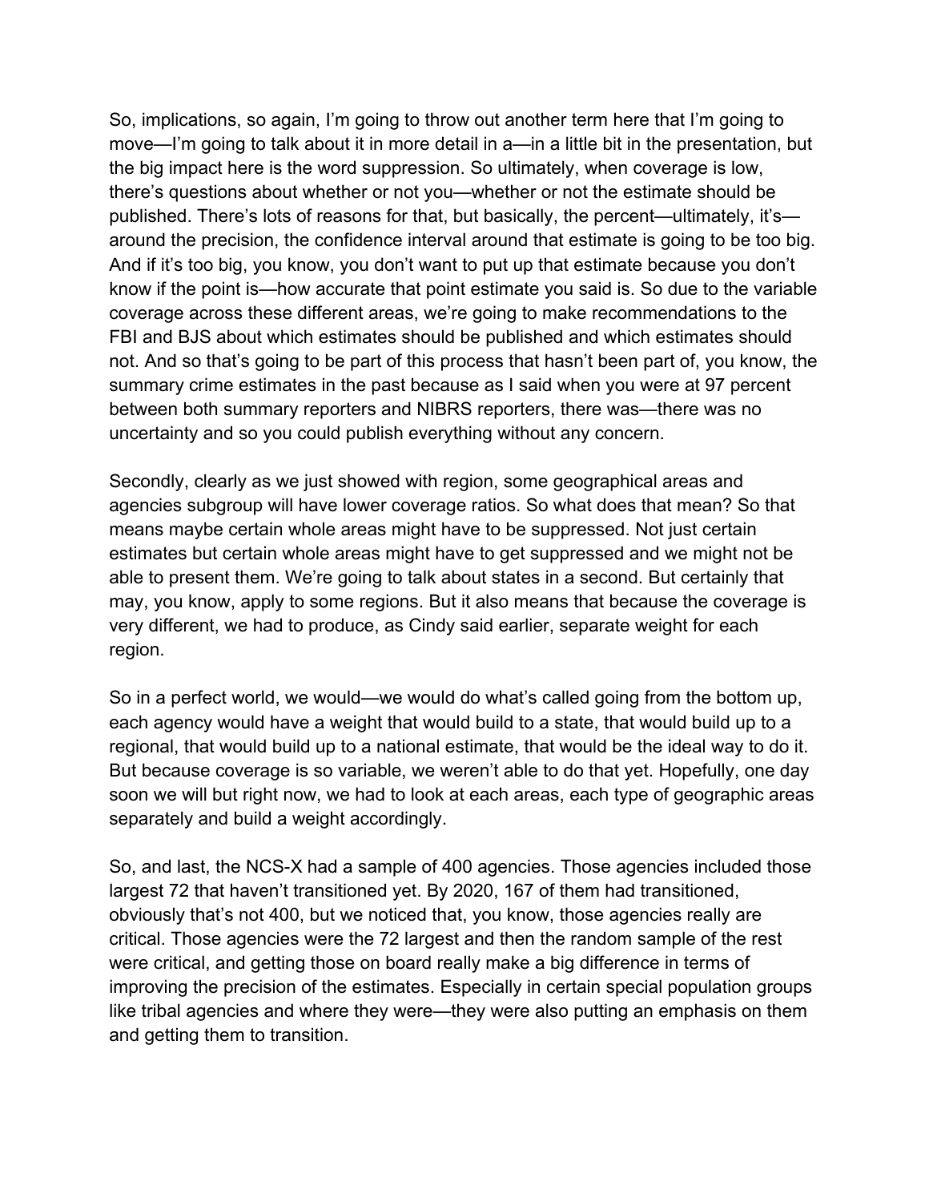So, implications, so again, I'm going to throw out another term here that I'm going to move—I'm going to talk about it in more detail in a—in a little bit in the presentation, but the big impact here is the word suppression. So ultimately, when coverage is low, there's questions about whether or not you—whether or not the estimate should be published. There's lots of reasons for that, but basically, the percent—ultimately, it's—around the precision, the confidence interval around that estimate is going to be too big. And if it's too big, you know, you don't want to put up that estimate because you don't know if the point is—how accurate that point estimate you said is. So due to the variable coverage across these different areas, we're going to make recommendations to the FBI and BJS about which estimates should be published and which estimates should not. And so that's going to be part of this process that hasn't been part of, you know, the summary crime estimates in the past because as I said when you were at 97 percent between both summary reporters and NIBRS reporters, there was—there was no uncertainty and so you could publish everything without any concern.

Secondly, clearly as we just showed with region, some geographical areas and agencies subgroup will have lower coverage ratios. So what does that mean? So that means maybe certain whole areas might have to be suppressed. Not just certain estimates but certain whole areas might have to get suppressed and we might not be able to present them. We're going to talk about states in a second. But certainly that may, you know, apply to some regions. But it also means that because the coverage is very different, we had to produce, as Cindy said earlier, separate weight for each region.

So in a perfect world, we would—we would do what's called going from the bottom up, each agency would have a weight that would build to a state, that would build up to a regional, that would build up to a national estimate, that would be the ideal way to do it. But because coverage is so variable, we weren't able to do that yet. Hopefully, one day soon we will but right now, we had to look at each areas, each type of geographic areas separately and build a weight accordingly.

So, and last, the NCS-X had a sample of 400 agencies. Those agencies included those largest 72 that haven't transitioned yet. By 2020, 167 of them had transitioned, obviously that's not 400, but we noticed that, you know, those agencies really are critical. Those agencies were the 72 largest and then the random sample of the rest were critical, and getting those on board really make a big difference in terms of improving the precision of the estimates. Especially in certain special population groups like tribal agencies and where they were—they were also putting an emphasis on them and getting them to transition.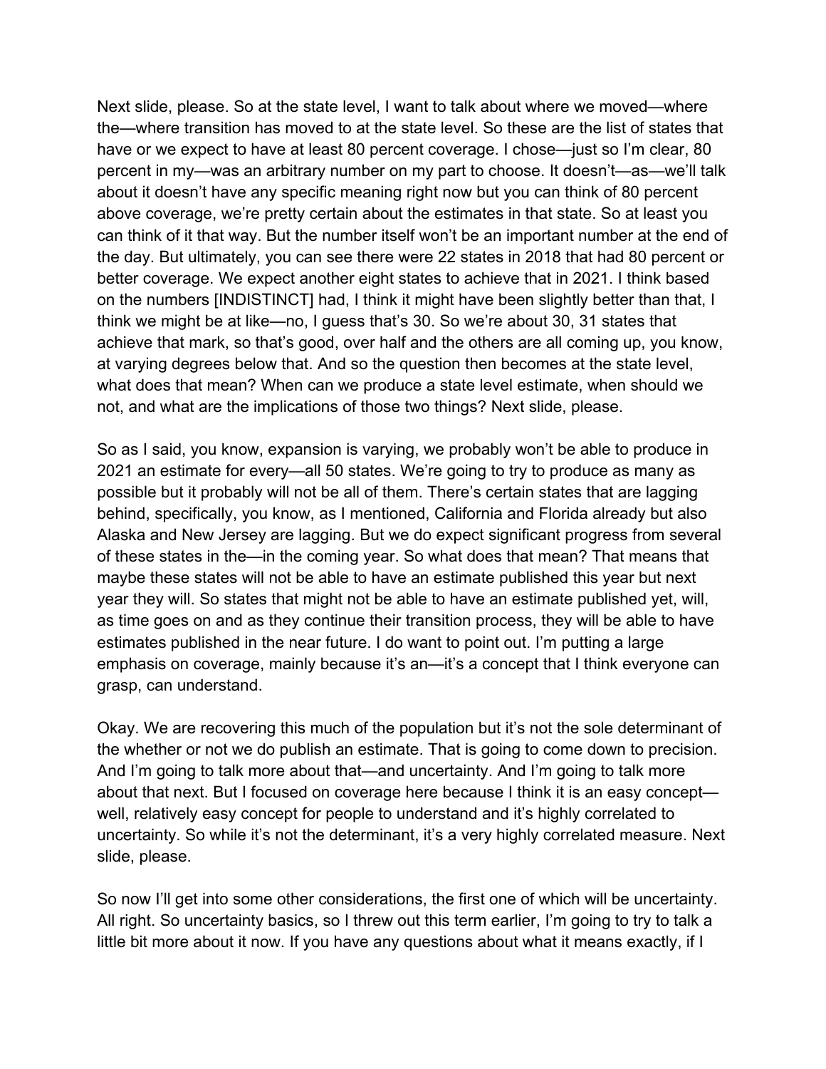Next slide, please. So at the state level, I want to talk about where we moved—where the—where transition has moved to at the state level. So these are the list of states that have or we expect to have at least 80 percent coverage. I chose—just so I'm clear, 80 percent in my—was an arbitrary number on my part to choose. It doesn't—as—we'll talk about it doesn't have any specific meaning right now but you can think of 80 percent above coverage, we're pretty certain about the estimates in that state. So at least you can think of it that way. But the number itself won't be an important number at the end of the day. But ultimately, you can see there were 22 states in 2018 that had 80 percent or better coverage. We expect another eight states to achieve that in 2021. I think based on the numbers [INDISTINCT] had, I think it might have been slightly better than that, I think we might be at like—no, I guess that's 30. So we're about 30, 31 states that achieve that mark, so that's good, over half and the others are all coming up, you know, at varying degrees below that. And so the question then becomes at the state level, what does that mean? When can we produce a state level estimate, when should we not, and what are the implications of those two things? Next slide, please.

So as I said, you know, expansion is varying, we probably won't be able to produce in 2021 an estimate for every—all 50 states. We're going to try to produce as many as possible but it probably will not be all of them. There's certain states that are lagging behind, specifically, you know, as I mentioned, California and Florida already but also Alaska and New Jersey are lagging. But we do expect significant progress from several of these states in the—in the coming year. So what does that mean? That means that maybe these states will not be able to have an estimate published this year but next year they will. So states that might not be able to have an estimate published yet, will, as time goes on and as they continue their transition process, they will be able to have estimates published in the near future. I do want to point out. I'm putting a large emphasis on coverage, mainly because it's an—it's a concept that I think everyone can grasp, can understand.

Okay. We are recovering this much of the population but it's not the sole determinant of the whether or not we do publish an estimate. That is going to come down to precision. And I'm going to talk more about that—and uncertainty. And I'm going to talk more about that next. But I focused on coverage here because I think it is an easy concept—well, relatively easy concept for people to understand and it's highly correlated to uncertainty. So while it's not the determinant, it's a very highly correlated measure. Next slide, please.

So now I'll get into some other considerations, the first one of which will be uncertainty. All right. So uncertainty basics, so I threw out this term earlier, I'm going to try to talk a little bit more about it now. If you have any questions about what it means exactly, if I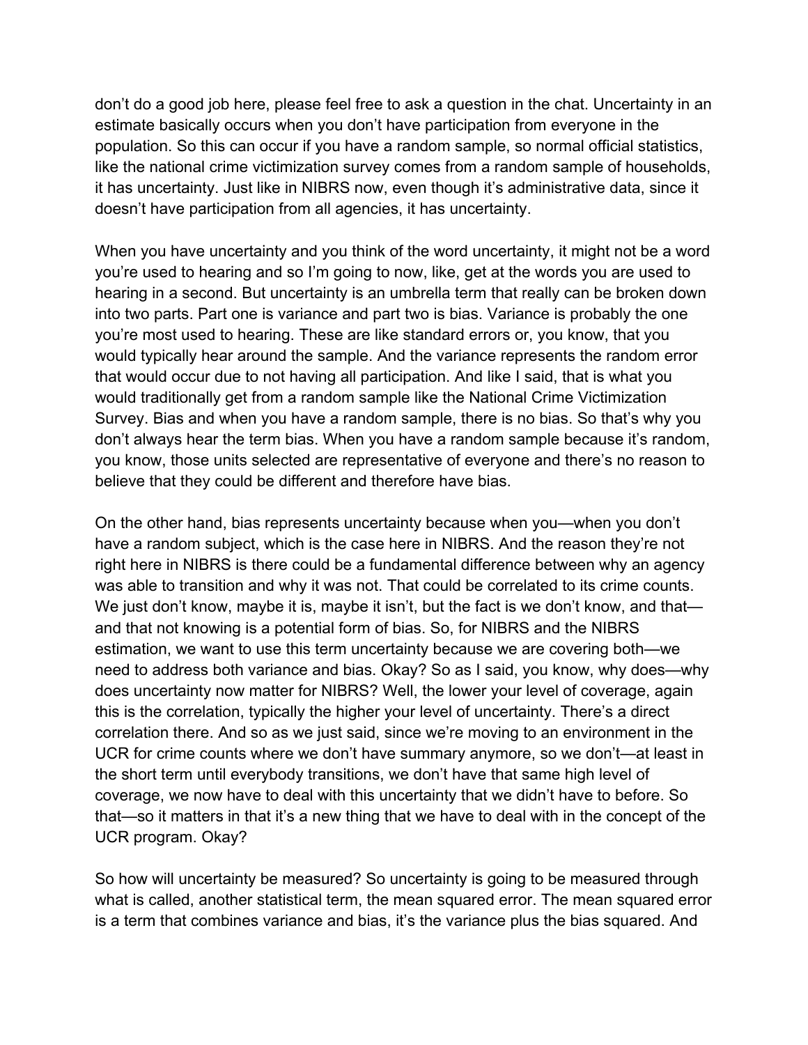don't do a good job here, please feel free to ask a question in the chat. Uncertainty in an estimate basically occurs when you don't have participation from everyone in the population. So this can occur if you have a random sample, so normal official statistics, like the national crime victimization survey comes from a random sample of households, it has uncertainty. Just like in NIBRS now, even though it's administrative data, since it doesn't have participation from all agencies, it has uncertainty.

When you have uncertainty and you think of the word uncertainty, it might not be a word you're used to hearing and so I'm going to now, like, get at the words you are used to hearing in a second. But uncertainty is an umbrella term that really can be broken down into two parts. Part one is variance and part two is bias. Variance is probably the one you're most used to hearing. These are like standard errors or, you know, that you would typically hear around the sample. And the variance represents the random error that would occur due to not having all participation. And like I said, that is what you would traditionally get from a random sample like the National Crime Victimization Survey. Bias and when you have a random sample, there is no bias. So that's why you don't always hear the term bias. When you have a random sample because it's random, you know, those units selected are representative of everyone and there's no reason to believe that they could be different and therefore have bias.

On the other hand, bias represents uncertainty because when you—when you don't have a random subject, which is the case here in NIBRS. And the reason they're not right here in NIBRS is there could be a fundamental difference between why an agency was able to transition and why it was not. That could be correlated to its crime counts. We just don't know, maybe it is, maybe it isn't, but the fact is we don't know, and that—and that not knowing is a potential form of bias. So, for NIBRS and the NIBRS estimation, we want to use this term uncertainty because we are covering both—we need to address both variance and bias. Okay? So as I said, you know, why does—why does uncertainty now matter for NIBRS? Well, the lower your level of coverage, again this is the correlation, typically the higher your level of uncertainty. There's a direct correlation there. And so as we just said, since we're moving to an environment in the UCR for crime counts where we don't have summary anymore, so we don't—at least in the short term until everybody transitions, we don't have that same high level of coverage, we now have to deal with this uncertainty that we didn't have to before. So that—so it matters in that it's a new thing that we have to deal with in the concept of the UCR program. Okay?

So how will uncertainty be measured? So uncertainty is going to be measured through what is called, another statistical term, the mean squared error. The mean squared error is a term that combines variance and bias, it's the variance plus the bias squared. And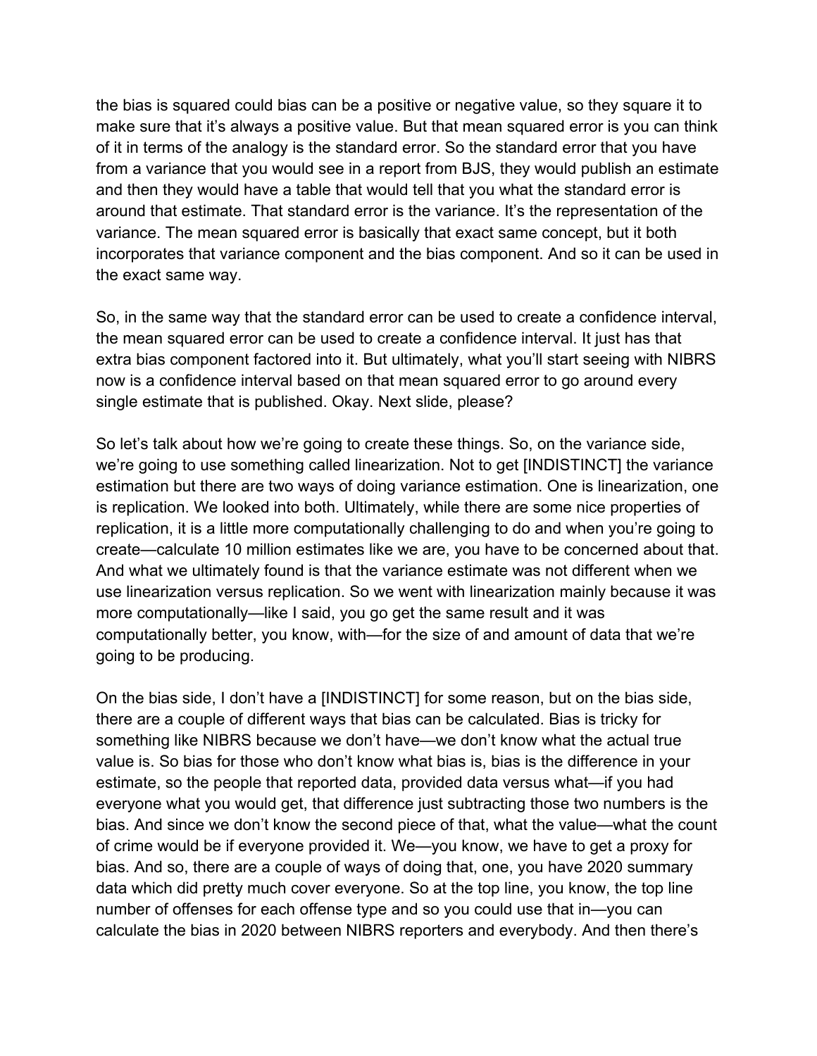the bias is squared could bias can be a positive or negative value, so they square it to make sure that it's always a positive value. But that mean squared error is you can think of it in terms of the analogy is the standard error. So the standard error that you have from a variance that you would see in a report from BJS, they would publish an estimate and then they would have a table that would tell that you what the standard error is around that estimate. That standard error is the variance. It's the representation of the variance. The mean squared error is basically that exact same concept, but it both incorporates that variance component and the bias component. And so it can be used in the exact same way.

So, in the same way that the standard error can be used to create a confidence interval, the mean squared error can be used to create a confidence interval. It just has that extra bias component factored into it. But ultimately, what you'll start seeing with NIBRS now is a confidence interval based on that mean squared error to go around every single estimate that is published. Okay. Next slide, please?

So let's talk about how we're going to create these things. So, on the variance side, we're going to use something called linearization. Not to get [INDISTINCT] the variance estimation but there are two ways of doing variance estimation. One is linearization, one is replication. We looked into both. Ultimately, while there are some nice properties of replication, it is a little more computationally challenging to do and when you're going to create—calculate 10 million estimates like we are, you have to be concerned about that. And what we ultimately found is that the variance estimate was not different when we use linearization versus replication. So we went with linearization mainly because it was more computationally—like I said, you go get the same result and it was computationally better, you know, with—for the size of and amount of data that we're going to be producing.

On the bias side, I don't have a [INDISTINCT] for some reason, but on the bias side, there are a couple of different ways that bias can be calculated. Bias is tricky for something like NIBRS because we don't have—we don't know what the actual true value is. So bias for those who don't know what bias is, bias is the difference in your estimate, so the people that reported data, provided data versus what—if you had everyone what you would get, that difference just subtracting those two numbers is the bias. And since we don't know the second piece of that, what the value—what the count of crime would be if everyone provided it. We—you know, we have to get a proxy for bias. And so, there are a couple of ways of doing that, one, you have 2020 summary data which did pretty much cover everyone. So at the top line, you know, the top line number of offenses for each offense type and so you could use that in—you can calculate the bias in 2020 between NIBRS reporters and everybody. And then there's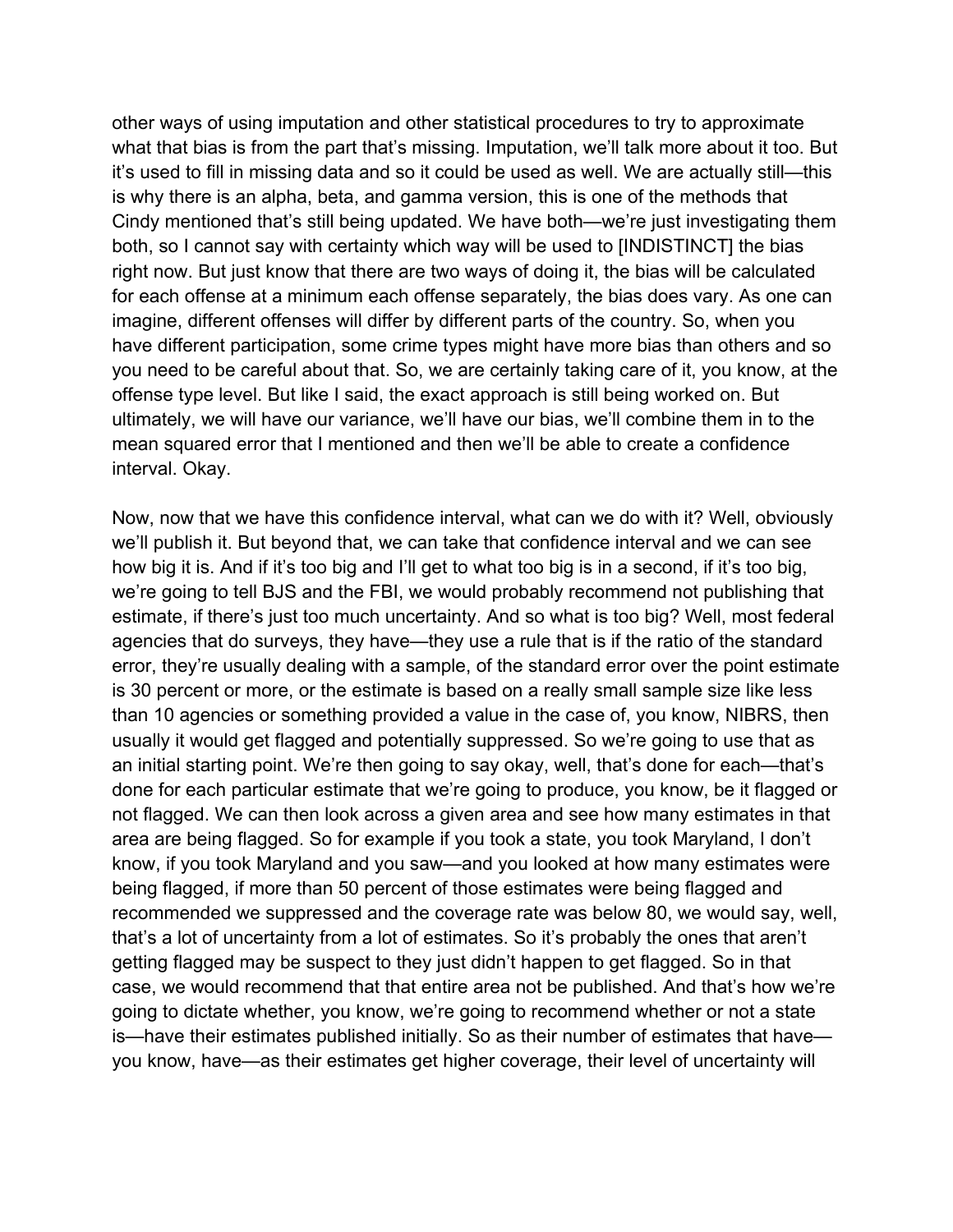other ways of using imputation and other statistical procedures to try to approximate what that bias is from the part that's missing. Imputation, we'll talk more about it too. But it's used to fill in missing data and so it could be used as well. We are actually still—this is why there is an alpha, beta, and gamma version, this is one of the methods that Cindy mentioned that's still being updated. We have both—we're just investigating them both, so I cannot say with certainty which way will be used to [INDISTINCT] the bias right now. But just know that there are two ways of doing it, the bias will be calculated for each offense at a minimum each offense separately, the bias does vary. As one can imagine, different offenses will differ by different parts of the country. So, when you have different participation, some crime types might have more bias than others and so you need to be careful about that. So, we are certainly taking care of it, you know, at the offense type level. But like I said, the exact approach is still being worked on. But ultimately, we will have our variance, we'll have our bias, we'll combine them in to the mean squared error that I mentioned and then we'll be able to create a confidence interval. Okay.

Now, now that we have this confidence interval, what can we do with it? Well, obviously we'll publish it. But beyond that, we can take that confidence interval and we can see how big it is. And if it's too big and I'll get to what too big is in a second, if it's too big, we're going to tell BJS and the FBI, we would probably recommend not publishing that estimate, if there's just too much uncertainty. And so what is too big? Well, most federal agencies that do surveys, they have—they use a rule that is if the ratio of the standard error, they're usually dealing with a sample, of the standard error over the point estimate is 30 percent or more, or the estimate is based on a really small sample size like less than 10 agencies or something provided a value in the case of, you know, NIBRS, then usually it would get flagged and potentially suppressed. So we're going to use that as an initial starting point. We're then going to say okay, well, that's done for each—that's done for each particular estimate that we're going to produce, you know, be it flagged or not flagged. We can then look across a given area and see how many estimates in that area are being flagged. So for example if you took a state, you took Maryland, I don't know, if you took Maryland and you saw—and you looked at how many estimates were being flagged, if more than 50 percent of those estimates were being flagged and recommended we suppressed and the coverage rate was below 80, we would say, well, that's a lot of uncertainty from a lot of estimates. So it's probably the ones that aren't getting flagged may be suspect to they just didn't happen to get flagged. So in that case, we would recommend that that entire area not be published. And that's how we're going to dictate whether, you know, we're going to recommend whether or not a state is—have their estimates published initially. So as their number of estimates that have—you know, have—as their estimates get higher coverage, their level of uncertainty will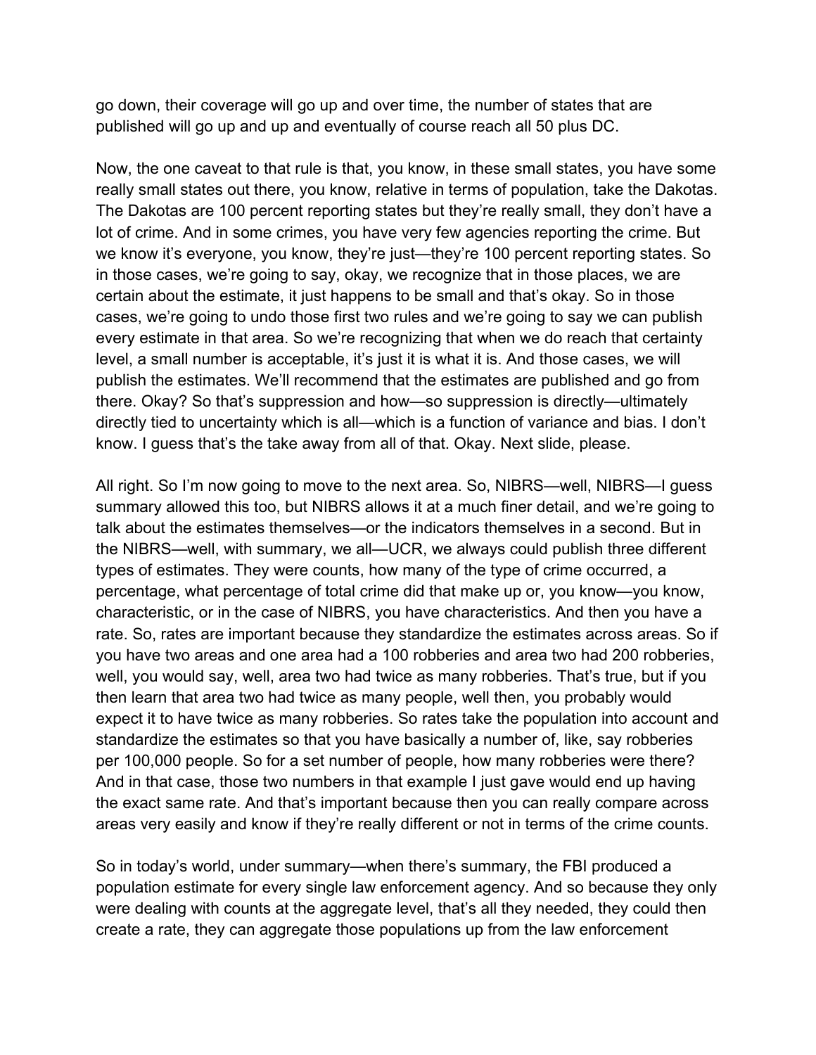go down, their coverage will go up and over time, the number of states that are published will go up and up and eventually of course reach all 50 plus DC.

Now, the one caveat to that rule is that, you know, in these small states, you have some really small states out there, you know, relative in terms of population, take the Dakotas. The Dakotas are 100 percent reporting states but they're really small, they don't have a lot of crime. And in some crimes, you have very few agencies reporting the crime. But we know it's everyone, you know, they're just—they're 100 percent reporting states. So in those cases, we're going to say, okay, we recognize that in those places, we are certain about the estimate, it just happens to be small and that's okay. So in those cases, we're going to undo those first two rules and we're going to say we can publish every estimate in that area. So we're recognizing that when we do reach that certainty level, a small number is acceptable, it's just it is what it is. And those cases, we will publish the estimates. We'll recommend that the estimates are published and go from there. Okay? So that's suppression and how—so suppression is directly—ultimately directly tied to uncertainty which is all—which is a function of variance and bias. I don't know. I guess that's the take away from all of that. Okay. Next slide, please.

All right. So I'm now going to move to the next area. So, NIBRS—well, NIBRS—I guess summary allowed this too, but NIBRS allows it at a much finer detail, and we're going to talk about the estimates themselves—or the indicators themselves in a second. But in the NIBRS—well, with summary, we all—UCR, we always could publish three different types of estimates. They were counts, how many of the type of crime occurred, a percentage, what percentage of total crime did that make up or, you know—you know, characteristic, or in the case of NIBRS, you have characteristics. And then you have a rate. So, rates are important because they standardize the estimates across areas. So if you have two areas and one area had a 100 robberies and area two had 200 robberies, well, you would say, well, area two had twice as many robberies. That's true, but if you then learn that area two had twice as many people, well then, you probably would expect it to have twice as many robberies. So rates take the population into account and standardize the estimates so that you have basically a number of, like, say robberies per 100,000 people. So for a set number of people, how many robberies were there? And in that case, those two numbers in that example I just gave would end up having the exact same rate. And that's important because then you can really compare across areas very easily and know if they're really different or not in terms of the crime counts.

So in today's world, under summary—when there's summary, the FBI produced a population estimate for every single law enforcement agency. And so because they only were dealing with counts at the aggregate level, that's all they needed, they could then create a rate, they can aggregate those populations up from the law enforcement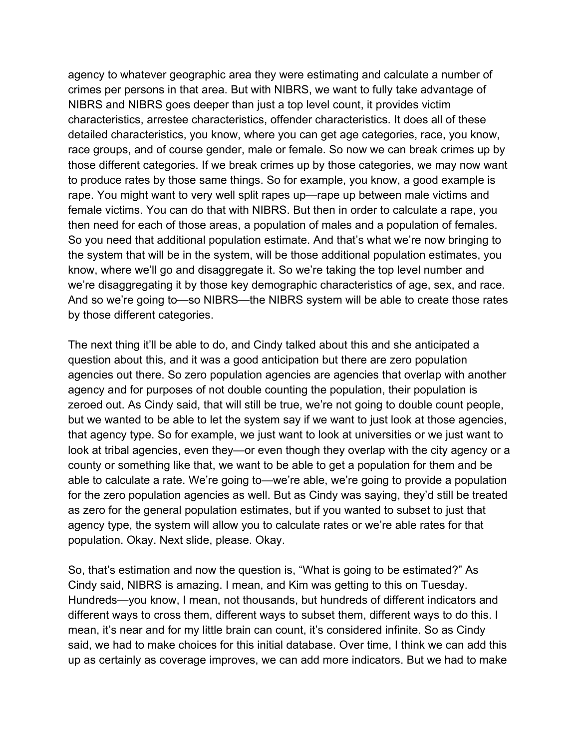agency to whatever geographic area they were estimating and calculate a number of crimes per persons in that area. But with NIBRS, we want to fully take advantage of NIBRS and NIBRS goes deeper than just a top level count, it provides victim characteristics, arrestee characteristics, offender characteristics. It does all of these detailed characteristics, you know, where you can get age categories, race, you know, race groups, and of course gender, male or female. So now we can break crimes up by those different categories. If we break crimes up by those categories, we may now want to produce rates by those same things. So for example, you know, a good example is rape. You might want to very well split rapes up—rape up between male victims and female victims. You can do that with NIBRS. But then in order to calculate a rape, you then need for each of those areas, a population of males and a population of females. So you need that additional population estimate. And that's what we're now bringing to the system that will be in the system, will be those additional population estimates, you know, where we'll go and disaggregate it. So we're taking the top level number and we're disaggregating it by those key demographic characteristics of age, sex, and race. And so we're going to—so NIBRS—the NIBRS system will be able to create those rates by those different categories.

The next thing it'll be able to do, and Cindy talked about this and she anticipated a question about this, and it was a good anticipation but there are zero population agencies out there. So zero population agencies are agencies that overlap with another agency and for purposes of not double counting the population, their population is zeroed out. As Cindy said, that will still be true, we're not going to double count people, but we wanted to be able to let the system say if we want to just look at those agencies, that agency type. So for example, we just want to look at universities or we just want to look at tribal agencies, even they—or even though they overlap with the city agency or a county or something like that, we want to be able to get a population for them and be able to calculate a rate. We're going to—we're able, we're going to provide a population for the zero population agencies as well. But as Cindy was saying, they'd still be treated as zero for the general population estimates, but if you wanted to subset to just that agency type, the system will allow you to calculate rates or we're able rates for that population. Okay. Next slide, please. Okay.

So, that's estimation and now the question is, "What is going to be estimated?" As Cindy said, NIBRS is amazing. I mean, and Kim was getting to this on Tuesday. Hundreds—you know, I mean, not thousands, but hundreds of different indicators and different ways to cross them, different ways to subset them, different ways to do this. I mean, it's near and for my little brain can count, it's considered infinite. So as Cindy said, we had to make choices for this initial database. Over time, I think we can add this up as certainly as coverage improves, we can add more indicators. But we had to make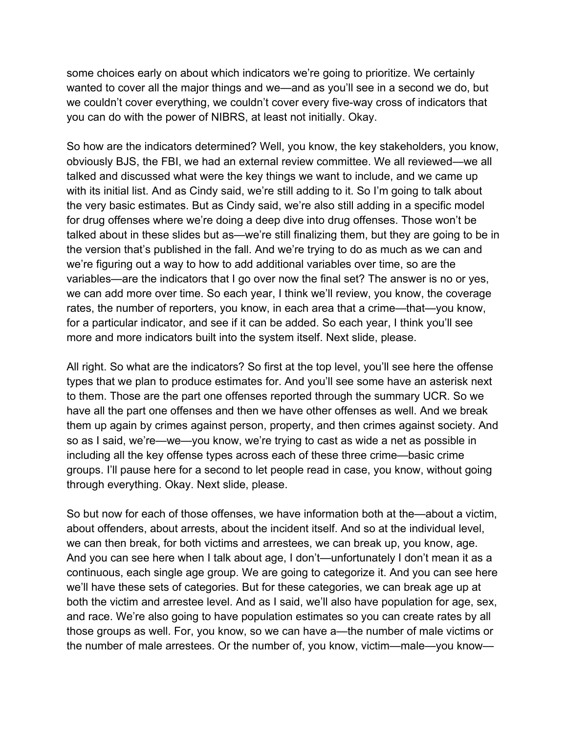some choices early on about which indicators we're going to prioritize. We certainly wanted to cover all the major things and we—and as you'll see in a second we do, but we couldn't cover everything, we couldn't cover every five-way cross of indicators that you can do with the power of NIBRS, at least not initially. Okay.

So how are the indicators determined? Well, you know, the key stakeholders, you know, obviously BJS, the FBI, we had an external review committee. We all reviewed—we all talked and discussed what were the key things we want to include, and we came up with its initial list. And as Cindy said, we're still adding to it. So I'm going to talk about the very basic estimates. But as Cindy said, we're also still adding in a specific model for drug offenses where we're doing a deep dive into drug offenses. Those won't be talked about in these slides but as—we're still finalizing them, but they are going to be in the version that's published in the fall. And we're trying to do as much as we can and we're figuring out a way to how to add additional variables over time, so are the variables—are the indicators that I go over now the final set? The answer is no or yes, we can add more over time. So each year, I think we'll review, you know, the coverage rates, the number of reporters, you know, in each area that a crime—that—you know, for a particular indicator, and see if it can be added. So each year, I think you'll see more and more indicators built into the system itself. Next slide, please.

All right. So what are the indicators? So first at the top level, you'll see here the offense types that we plan to produce estimates for. And you'll see some have an asterisk next to them. Those are the part one offenses reported through the summary UCR. So we have all the part one offenses and then we have other offenses as well. And we break them up again by crimes against person, property, and then crimes against society. And so as I said, we're—we—you know, we're trying to cast as wide a net as possible in including all the key offense types across each of these three crime—basic crime groups. I'll pause here for a second to let people read in case, you know, without going through everything. Okay. Next slide, please.

So but now for each of those offenses, we have information both at the—about a victim, about offenders, about arrests, about the incident itself. And so at the individual level, we can then break, for both victims and arrestees, we can break up, you know, age. And you can see here when I talk about age, I don't—unfortunately I don't mean it as a continuous, each single age group. We are going to categorize it. And you can see here we'll have these sets of categories. But for these categories, we can break age up at both the victim and arrestee level. And as I said, we'll also have population for age, sex, and race. We're also going to have population estimates so you can create rates by all those groups as well. For, you know, so we can have a—the number of male victims or the number of male arrestees. Or the number of, you know, victim—male—you know—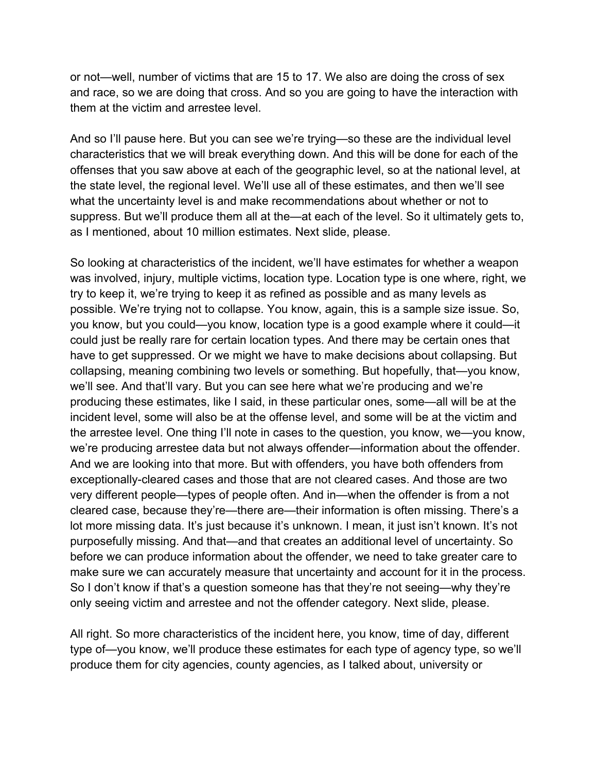or not—well, number of victims that are 15 to 17. We also are doing the cross of sex and race, so we are doing that cross. And so you are going to have the interaction with them at the victim and arrestee level.

And so I'll pause here. But you can see we're trying—so these are the individual level characteristics that we will break everything down. And this will be done for each of the offenses that you saw above at each of the geographic level, so at the national level, at the state level, the regional level. We'll use all of these estimates, and then we'll see what the uncertainty level is and make recommendations about whether or not to suppress. But we'll produce them all at the—at each of the level. So it ultimately gets to, as I mentioned, about 10 million estimates. Next slide, please.

So looking at characteristics of the incident, we'll have estimates for whether a weapon was involved, injury, multiple victims, location type. Location type is one where, right, we try to keep it, we're trying to keep it as refined as possible and as many levels as possible. We're trying not to collapse. You know, again, this is a sample size issue. So, you know, but you could—you know, location type is a good example where it could—it could just be really rare for certain location types. And there may be certain ones that have to get suppressed. Or we might we have to make decisions about collapsing. But collapsing, meaning combining two levels or something. But hopefully, that—you know, we'll see. And that'll vary. But you can see here what we're producing and we're producing these estimates, like I said, in these particular ones, some—all will be at the incident level, some will also be at the offense level, and some will be at the victim and the arrestee level. One thing I'll note in cases to the question, you know, we—you know, we're producing arrestee data but not always offender—information about the offender. And we are looking into that more. But with offenders, you have both offenders from exceptionally-cleared cases and those that are not cleared cases. And those are two very different people—types of people often. And in—when the offender is from a not cleared case, because they're—there are—their information is often missing. There's a lot more missing data. It's just because it's unknown. I mean, it just isn't known. It's not purposefully missing. And that—and that creates an additional level of uncertainty. So before we can produce information about the offender, we need to take greater care to make sure we can accurately measure that uncertainty and account for it in the process. So I don't know if that's a question someone has that they're not seeing—why they're only seeing victim and arrestee and not the offender category. Next slide, please.

All right. So more characteristics of the incident here, you know, time of day, different type of—you know, we'll produce these estimates for each type of agency type, so we'll produce them for city agencies, county agencies, as I talked about, university or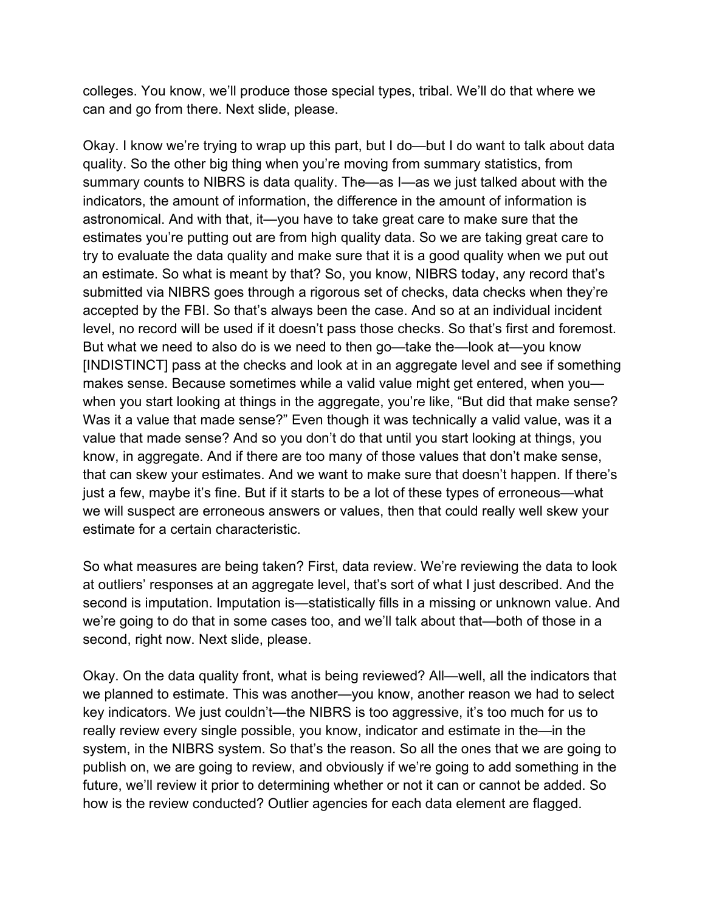colleges. You know, we'll produce those special types, tribal. We'll do that where we can and go from there. Next slide, please.

Okay. I know we're trying to wrap up this part, but I do—but I do want to talk about data quality. So the other big thing when you're moving from summary statistics, from summary counts to NIBRS is data quality. The—as I—as we just talked about with the indicators, the amount of information, the difference in the amount of information is astronomical. And with that, it—you have to take great care to make sure that the estimates you're putting out are from high quality data. So we are taking great care to try to evaluate the data quality and make sure that it is a good quality when we put out an estimate. So what is meant by that? So, you know, NIBRS today, any record that's submitted via NIBRS goes through a rigorous set of checks, data checks when they're accepted by the FBI. So that's always been the case. And so at an individual incident level, no record will be used if it doesn't pass those checks. So that's first and foremost. But what we need to also do is we need to then go—take the—look at—you know [INDISTINCT] pass at the checks and look at in an aggregate level and see if something makes sense. Because sometimes while a valid value might get entered, when you—when you start looking at things in the aggregate, you're like, "But did that make sense? Was it a value that made sense?" Even though it was technically a valid value, was it a value that made sense? And so you don't do that until you start looking at things, you know, in aggregate. And if there are too many of those values that don't make sense, that can skew your estimates. And we want to make sure that doesn't happen. If there's just a few, maybe it's fine. But if it starts to be a lot of these types of erroneous—what we will suspect are erroneous answers or values, then that could really well skew your estimate for a certain characteristic.

So what measures are being taken? First, data review. We're reviewing the data to look at outliers' responses at an aggregate level, that's sort of what I just described. And the second is imputation. Imputation is—statistically fills in a missing or unknown value. And we're going to do that in some cases too, and we'll talk about that—both of those in a second, right now. Next slide, please.

Okay. On the data quality front, what is being reviewed? All—well, all the indicators that we planned to estimate. This was another—you know, another reason we had to select key indicators. We just couldn't—the NIBRS is too aggressive, it's too much for us to really review every single possible, you know, indicator and estimate in the—in the system, in the NIBRS system. So that's the reason. So all the ones that we are going to publish on, we are going to review, and obviously if we're going to add something in the future, we'll review it prior to determining whether or not it can or cannot be added. So how is the review conducted? Outlier agencies for each data element are flagged.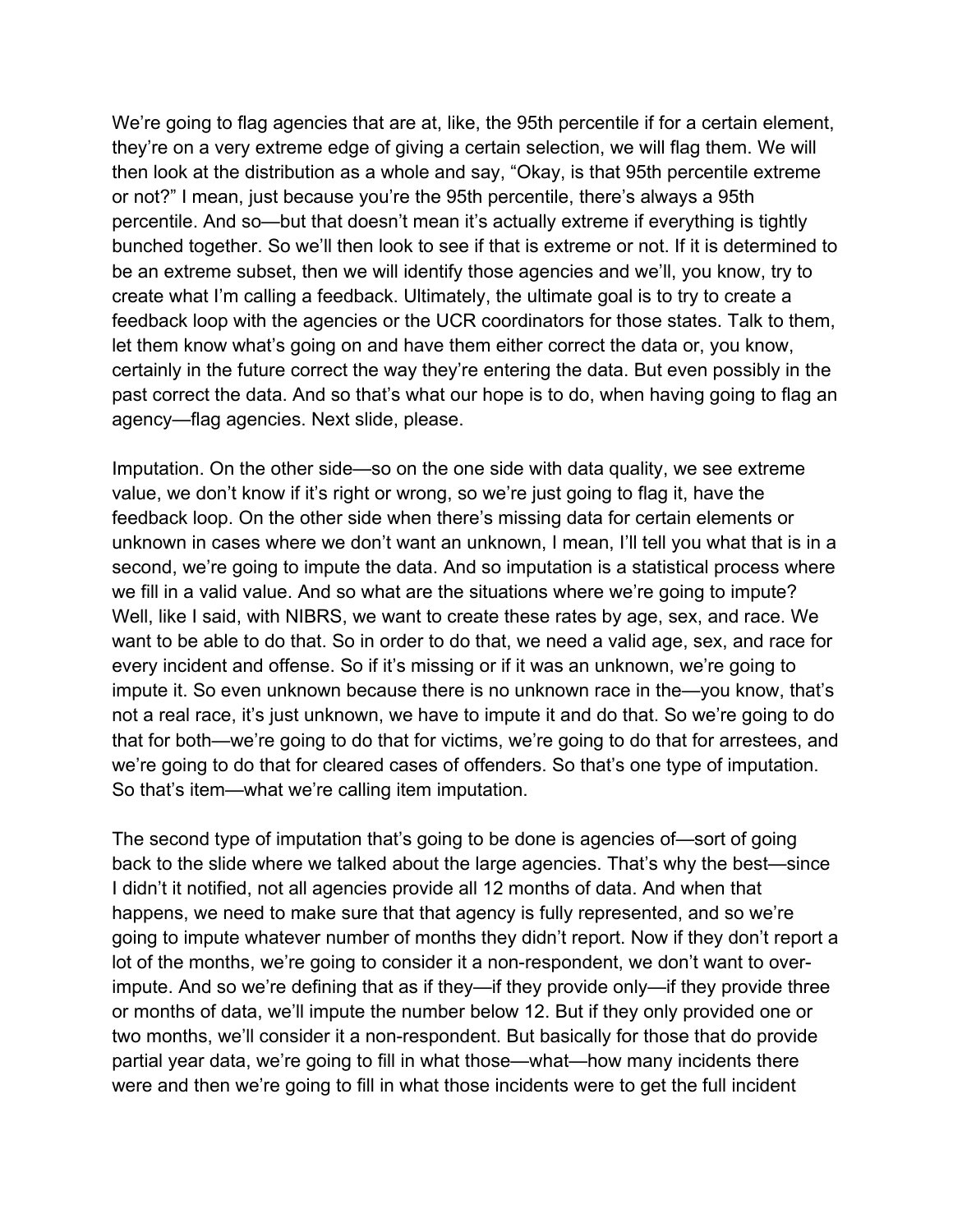We're going to flag agencies that are at, like, the 95th percentile if for a certain element, they're on a very extreme edge of giving a certain selection, we will flag them. We will then look at the distribution as a whole and say, "Okay, is that 95th percentile extreme or not?" I mean, just because you're the 95th percentile, there's always a 95th percentile. And so—but that doesn't mean it's actually extreme if everything is tightly bunched together. So we'll then look to see if that is extreme or not. If it is determined to be an extreme subset, then we will identify those agencies and we'll, you know, try to create what I'm calling a feedback. Ultimately, the ultimate goal is to try to create a feedback loop with the agencies or the UCR coordinators for those states. Talk to them, let them know what's going on and have them either correct the data or, you know, certainly in the future correct the way they're entering the data. But even possibly in the past correct the data. And so that's what our hope is to do, when having going to flag an agency—flag agencies. Next slide, please.

Imputation. On the other side—so on the one side with data quality, we see extreme value, we don't know if it's right or wrong, so we're just going to flag it, have the feedback loop. On the other side when there's missing data for certain elements or unknown in cases where we don't want an unknown, I mean, I'll tell you what that is in a second, we're going to impute the data. And so imputation is a statistical process where we fill in a valid value. And so what are the situations where we're going to impute? Well, like I said, with NIBRS, we want to create these rates by age, sex, and race. We want to be able to do that. So in order to do that, we need a valid age, sex, and race for every incident and offense. So if it's missing or if it was an unknown, we're going to impute it. So even unknown because there is no unknown race in the—you know, that's not a real race, it's just unknown, we have to impute it and do that. So we're going to do that for both—we're going to do that for victims, we're going to do that for arrestees, and we're going to do that for cleared cases of offenders. So that's one type of imputation. So that's item—what we're calling item imputation.

The second type of imputation that's going to be done is agencies of—sort of going back to the slide where we talked about the large agencies. That's why the best—since I didn't it notified, not all agencies provide all 12 months of data. And when that happens, we need to make sure that that agency is fully represented, and so we're going to impute whatever number of months they didn't report. Now if they don't report a lot of the months, we're going to consider it a non-respondent, we don't want to over-impute. And so we're defining that as if they—if they provide only—if they provide three or months of data, we'll impute the number below 12. But if they only provided one or two months, we'll consider it a non-respondent. But basically for those that do provide partial year data, we're going to fill in what those—what—how many incidents there were and then we're going to fill in what those incidents were to get the full incident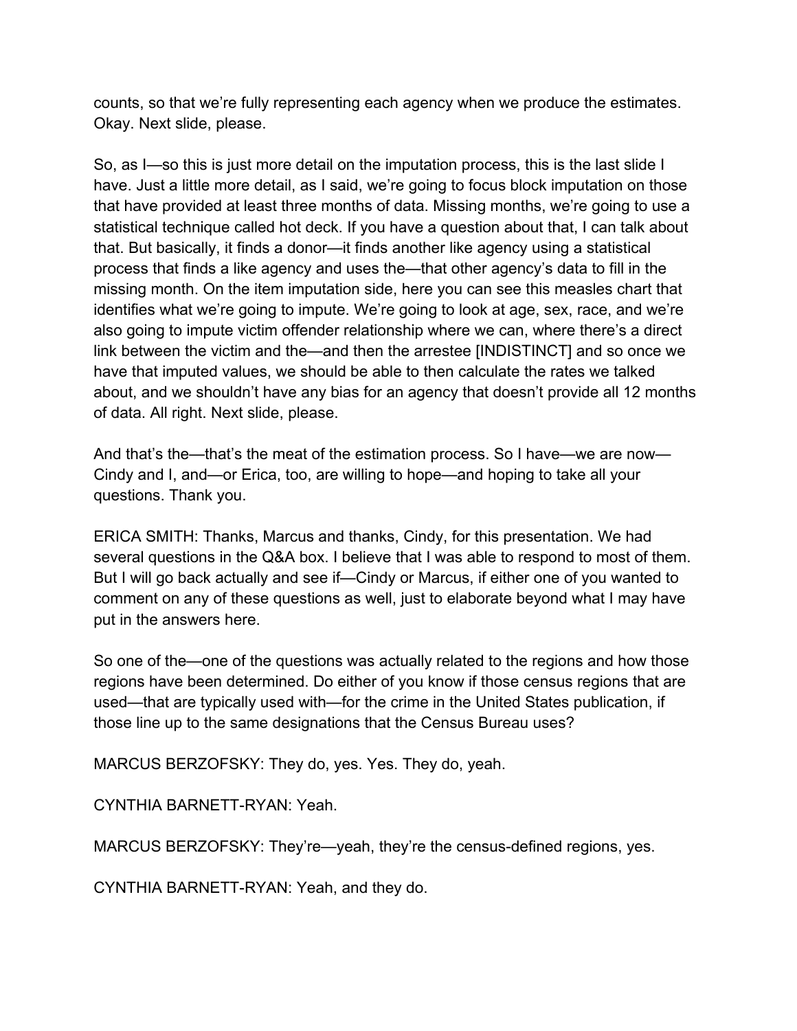counts, so that we're fully representing each agency when we produce the estimates. Okay. Next slide, please.

So, as I—so this is just more detail on the imputation process, this is the last slide I have. Just a little more detail, as I said, we're going to focus block imputation on those that have provided at least three months of data. Missing months, we're going to use a statistical technique called hot deck. If you have a question about that, I can talk about that. But basically, it finds a donor—it finds another like agency using a statistical process that finds a like agency and uses the—that other agency's data to fill in the missing month. On the item imputation side, here you can see this measles chart that identifies what we're going to impute. We're going to look at age, sex, race, and we're also going to impute victim offender relationship where we can, where there's a direct link between the victim and the—and then the arrestee [INDISTINCT] and so once we have that imputed values, we should be able to then calculate the rates we talked about, and we shouldn't have any bias for an agency that doesn't provide all 12 months of data. All right. Next slide, please.

And that's the—that's the meat of the estimation process. So I have—we are now—Cindy and I, and—or Erica, too, are willing to hope—and hoping to take all your questions. Thank you.

ERICA SMITH: Thanks, Marcus and thanks, Cindy, for this presentation. We had several questions in the Q&A box. I believe that I was able to respond to most of them. But I will go back actually and see if—Cindy or Marcus, if either one of you wanted to comment on any of these questions as well, just to elaborate beyond what I may have put in the answers here.

So one of the—one of the questions was actually related to the regions and how those regions have been determined. Do either of you know if those census regions that are used—that are typically used with—for the crime in the United States publication, if those line up to the same designations that the Census Bureau uses?

MARCUS BERZOFSKY: They do, yes. Yes. They do, yeah.

CYNTHIA BARNETT-RYAN: Yeah.

MARCUS BERZOFSKY: They're—yeah, they're the census-defined regions, yes.

CYNTHIA BARNETT-RYAN: Yeah, and they do.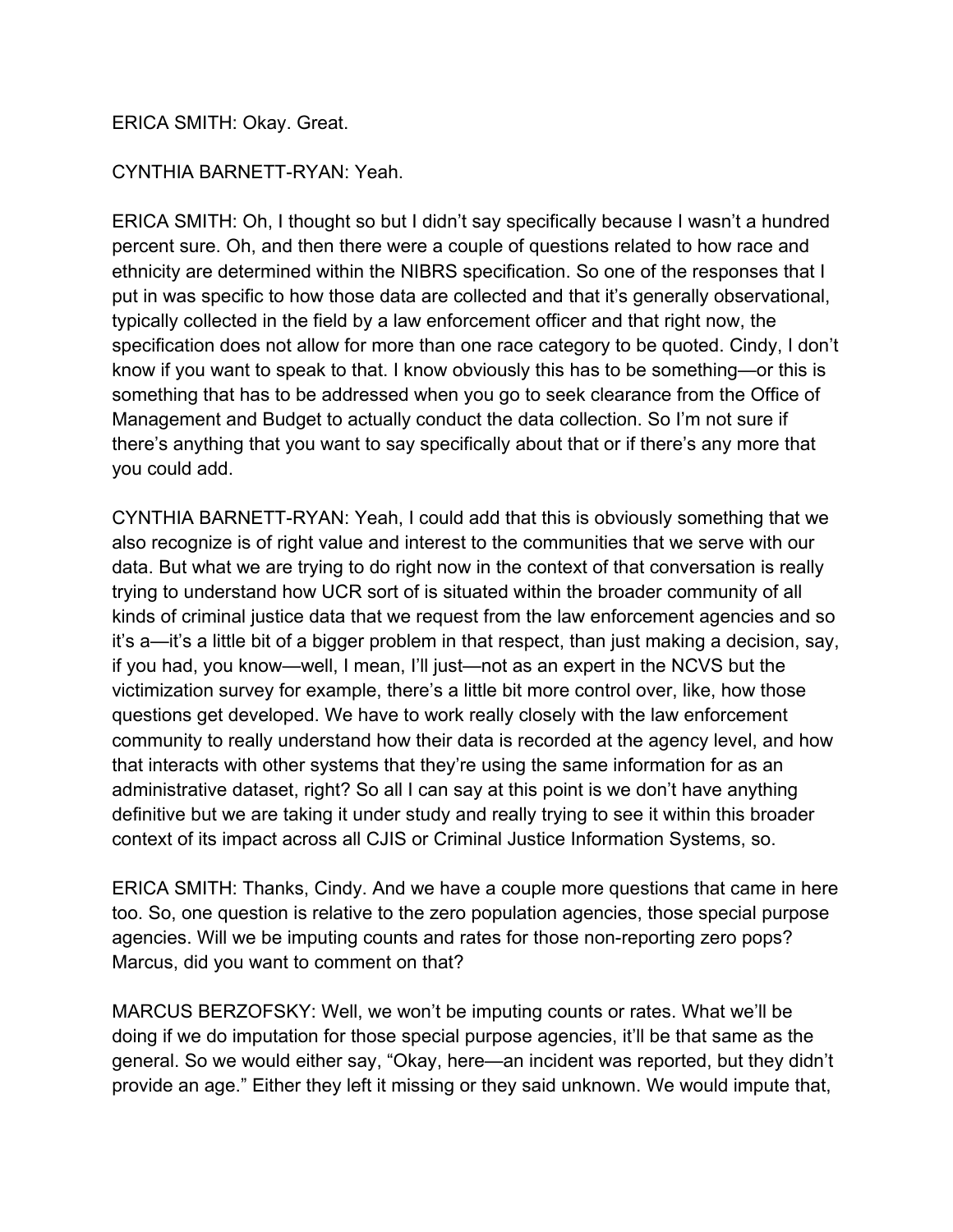ERICA SMITH: Okay. Great.

CYNTHIA BARNETT-RYAN: Yeah.

ERICA SMITH: Oh, I thought so but I didn't say specifically because I wasn't a hundred percent sure. Oh, and then there were a couple of questions related to how race and ethnicity are determined within the NIBRS specification. So one of the responses that I put in was specific to how those data are collected and that it's generally observational, typically collected in the field by a law enforcement officer and that right now, the specification does not allow for more than one race category to be quoted. Cindy, I don't know if you want to speak to that. I know obviously this has to be something—or this is something that has to be addressed when you go to seek clearance from the Office of Management and Budget to actually conduct the data collection. So I'm not sure if there's anything that you want to say specifically about that or if there's any more that you could add.

CYNTHIA BARNETT-RYAN: Yeah, I could add that this is obviously something that we also recognize is of right value and interest to the communities that we serve with our data. But what we are trying to do right now in the context of that conversation is really trying to understand how UCR sort of is situated within the broader community of all kinds of criminal justice data that we request from the law enforcement agencies and so it's a—it's a little bit of a bigger problem in that respect, than just making a decision, say, if you had, you know—well, I mean, I'll just—not as an expert in the NCVS but the victimization survey for example, there's a little bit more control over, like, how those questions get developed. We have to work really closely with the law enforcement community to really understand how their data is recorded at the agency level, and how that interacts with other systems that they're using the same information for as an administrative dataset, right? So all I can say at this point is we don't have anything definitive but we are taking it under study and really trying to see it within this broader context of its impact across all CJIS or Criminal Justice Information Systems, so.

ERICA SMITH: Thanks, Cindy. And we have a couple more questions that came in here too. So, one question is relative to the zero population agencies, those special purpose agencies. Will we be imputing counts and rates for those non-reporting zero pops? Marcus, did you want to comment on that?

MARCUS BERZOFSKY: Well, we won't be imputing counts or rates. What we'll be doing if we do imputation for those special purpose agencies, it'll be that same as the general. So we would either say, "Okay, here—an incident was reported, but they didn't provide an age." Either they left it missing or they said unknown. We would impute that,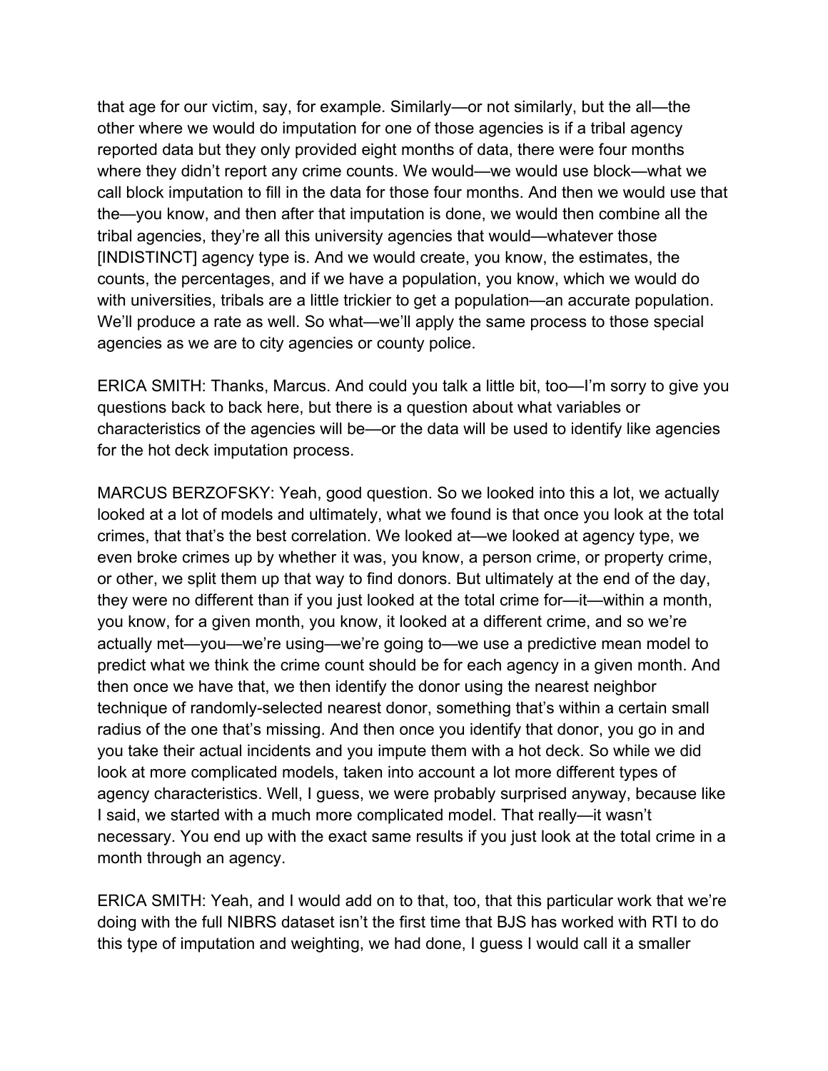that age for our victim, say, for example. Similarly—or not similarly, but the all—the other where we would do imputation for one of those agencies is if a tribal agency reported data but they only provided eight months of data, there were four months where they didn't report any crime counts. We would—we would use block—what we call block imputation to fill in the data for those four months. And then we would use that the—you know, and then after that imputation is done, we would then combine all the tribal agencies, they're all this university agencies that would—whatever those [INDISTINCT] agency type is. And we would create, you know, the estimates, the counts, the percentages, and if we have a population, you know, which we would do with universities, tribals are a little trickier to get a population—an accurate population. We'll produce a rate as well. So what—we'll apply the same process to those special agencies as we are to city agencies or county police.

ERICA SMITH: Thanks, Marcus. And could you talk a little bit, too—I'm sorry to give you questions back to back here, but there is a question about what variables or characteristics of the agencies will be—or the data will be used to identify like agencies for the hot deck imputation process.

MARCUS BERZOFSKY: Yeah, good question. So we looked into this a lot, we actually looked at a lot of models and ultimately, what we found is that once you look at the total crimes, that that's the best correlation. We looked at—we looked at agency type, we even broke crimes up by whether it was, you know, a person crime, or property crime, or other, we split them up that way to find donors. But ultimately at the end of the day, they were no different than if you just looked at the total crime for—it—within a month, you know, for a given month, you know, it looked at a different crime, and so we're actually met—you—we're using—we're going to—we use a predictive mean model to predict what we think the crime count should be for each agency in a given month. And then once we have that, we then identify the donor using the nearest neighbor technique of randomly-selected nearest donor, something that's within a certain small radius of the one that's missing. And then once you identify that donor, you go in and you take their actual incidents and you impute them with a hot deck. So while we did look at more complicated models, taken into account a lot more different types of agency characteristics. Well, I guess, we were probably surprised anyway, because like I said, we started with a much more complicated model. That really—it wasn't necessary. You end up with the exact same results if you just look at the total crime in a month through an agency.

ERICA SMITH: Yeah, and I would add on to that, too, that this particular work that we're doing with the full NIBRS dataset isn't the first time that BJS has worked with RTI to do this type of imputation and weighting, we had done, I guess I would call it a smaller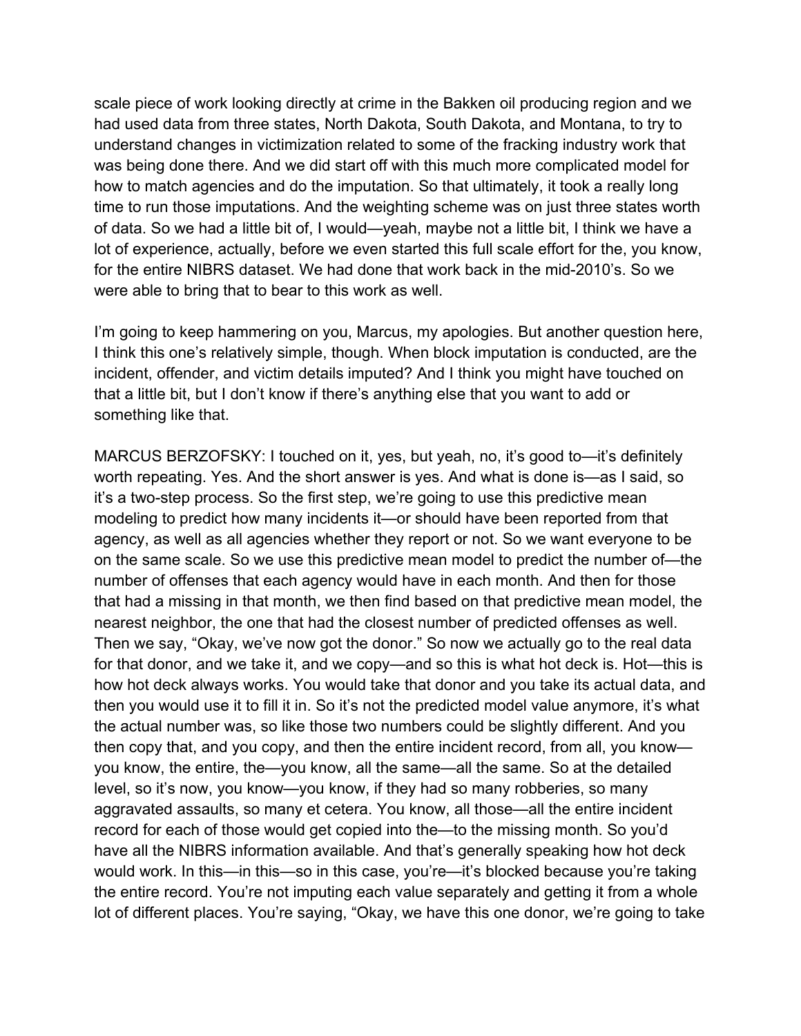scale piece of work looking directly at crime in the Bakken oil producing region and we had used data from three states, North Dakota, South Dakota, and Montana, to try to understand changes in victimization related to some of the fracking industry work that was being done there. And we did start off with this much more complicated model for how to match agencies and do the imputation. So that ultimately, it took a really long time to run those imputations. And the weighting scheme was on just three states worth of data. So we had a little bit of, I would—yeah, maybe not a little bit, I think we have a lot of experience, actually, before we even started this full scale effort for the, you know, for the entire NIBRS dataset. We had done that work back in the mid-2010's. So we were able to bring that to bear to this work as well.

I'm going to keep hammering on you, Marcus, my apologies. But another question here, I think this one's relatively simple, though. When block imputation is conducted, are the incident, offender, and victim details imputed? And I think you might have touched on that a little bit, but I don't know if there's anything else that you want to add or something like that.

MARCUS BERZOFSKY: I touched on it, yes, but yeah, no, it's good to—it's definitely worth repeating. Yes. And the short answer is yes. And what is done is—as I said, so it's a two-step process. So the first step, we're going to use this predictive mean modeling to predict how many incidents it—or should have been reported from that agency, as well as all agencies whether they report or not. So we want everyone to be on the same scale. So we use this predictive mean model to predict the number of—the number of offenses that each agency would have in each month. And then for those that had a missing in that month, we then find based on that predictive mean model, the nearest neighbor, the one that had the closest number of predicted offenses as well. Then we say, "Okay, we've now got the donor." So now we actually go to the real data for that donor, and we take it, and we copy—and so this is what hot deck is. Hot—this is how hot deck always works. You would take that donor and you take its actual data, and then you would use it to fill it in. So it's not the predicted model value anymore, it's what the actual number was, so like those two numbers could be slightly different. And you then copy that, and you copy, and then the entire incident record, from all, you know—you know, the entire, the—you know, all the same—all the same. So at the detailed level, so it's now, you know—you know, if they had so many robberies, so many aggravated assaults, so many et cetera. You know, all those—all the entire incident record for each of those would get copied into the—to the missing month. So you'd have all the NIBRS information available. And that's generally speaking how hot deck would work. In this—in this—so in this case, you're—it's blocked because you're taking the entire record. You're not imputing each value separately and getting it from a whole lot of different places. You're saying, "Okay, we have this one donor, we're going to take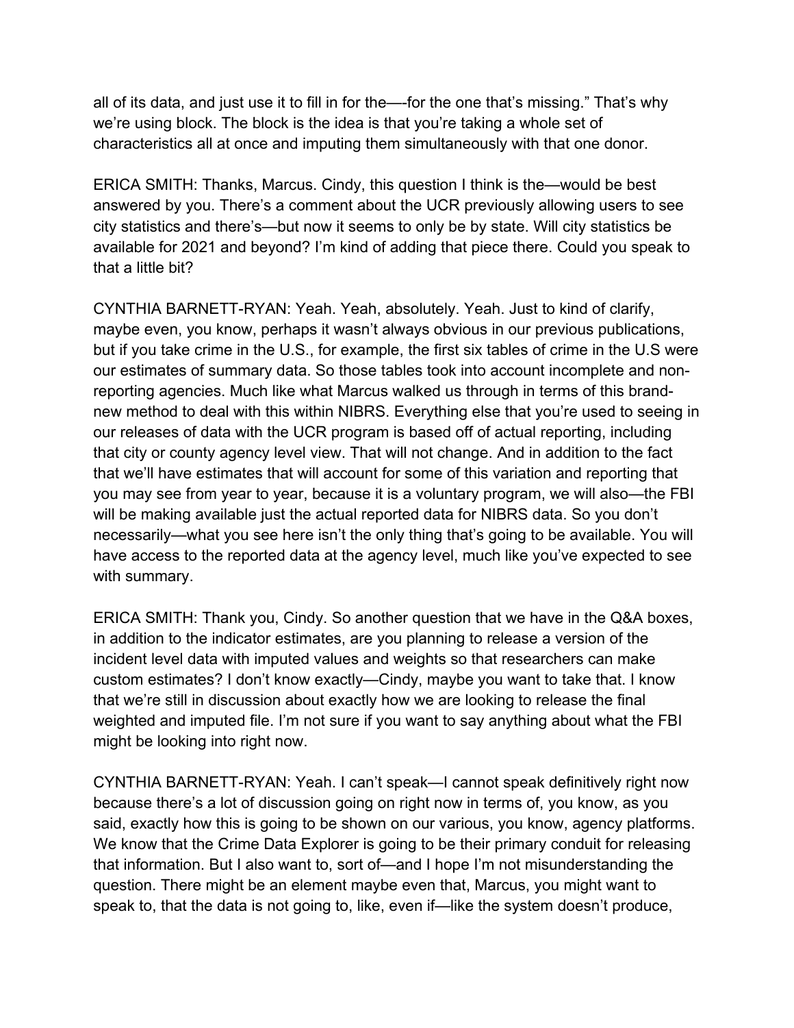all of its data, and just use it to fill in for the—-for the one that's missing." That's why we're using block. The block is the idea is that you're taking a whole set of characteristics all at once and imputing them simultaneously with that one donor.

ERICA SMITH: Thanks, Marcus. Cindy, this question I think is the—would be best answered by you. There's a comment about the UCR previously allowing users to see city statistics and there's—but now it seems to only be by state. Will city statistics be available for 2021 and beyond? I'm kind of adding that piece there. Could you speak to that a little bit?

CYNTHIA BARNETT-RYAN: Yeah. Yeah, absolutely. Yeah. Just to kind of clarify, maybe even, you know, perhaps it wasn't always obvious in our previous publications, but if you take crime in the U.S., for example, the first six tables of crime in the U.S were our estimates of summary data. So those tables took into account incomplete and non-reporting agencies. Much like what Marcus walked us through in terms of this brand-new method to deal with this within NIBRS. Everything else that you're used to seeing in our releases of data with the UCR program is based off of actual reporting, including that city or county agency level view. That will not change. And in addition to the fact that we'll have estimates that will account for some of this variation and reporting that you may see from year to year, because it is a voluntary program, we will also—the FBI will be making available just the actual reported data for NIBRS data. So you don't necessarily—what you see here isn't the only thing that's going to be available. You will have access to the reported data at the agency level, much like you've expected to see with summary.

ERICA SMITH: Thank you, Cindy. So another question that we have in the Q&A boxes, in addition to the indicator estimates, are you planning to release a version of the incident level data with imputed values and weights so that researchers can make custom estimates? I don't know exactly—Cindy, maybe you want to take that. I know that we're still in discussion about exactly how we are looking to release the final weighted and imputed file. I'm not sure if you want to say anything about what the FBI might be looking into right now.

CYNTHIA BARNETT-RYAN: Yeah. I can't speak—I cannot speak definitively right now because there's a lot of discussion going on right now in terms of, you know, as you said, exactly how this is going to be shown on our various, you know, agency platforms. We know that the Crime Data Explorer is going to be their primary conduit for releasing that information. But I also want to, sort of—and I hope I'm not misunderstanding the question. There might be an element maybe even that, Marcus, you might want to speak to, that the data is not going to, like, even if—like the system doesn't produce,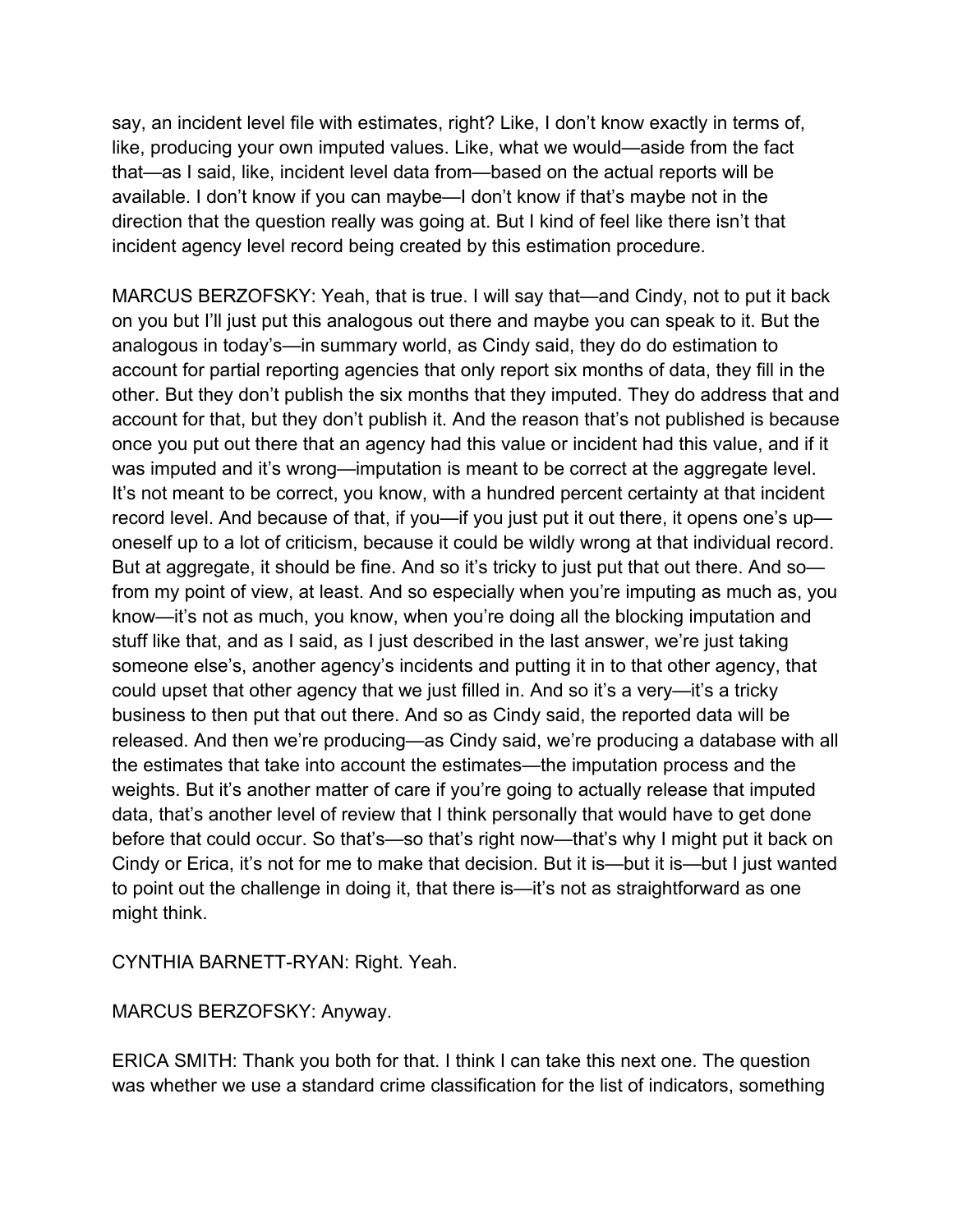say, an incident level file with estimates, right? Like, I don't know exactly in terms of, like, producing your own imputed values. Like, what we would—aside from the fact that—as I said, like, incident level data from—based on the actual reports will be available. I don't know if you can maybe—I don't know if that's maybe not in the direction that the question really was going at. But I kind of feel like there isn't that incident agency level record being created by this estimation procedure.

MARCUS BERZOFSKY: Yeah, that is true. I will say that—and Cindy, not to put it back on you but I'll just put this analogous out there and maybe you can speak to it. But the analogous in today's—in summary world, as Cindy said, they do do estimation to account for partial reporting agencies that only report six months of data, they fill in the other. But they don't publish the six months that they imputed. They do address that and account for that, but they don't publish it. And the reason that's not published is because once you put out there that an agency had this value or incident had this value, and if it was imputed and it's wrong—imputation is meant to be correct at the aggregate level. It's not meant to be correct, you know, with a hundred percent certainty at that incident record level. And because of that, if you—if you just put it out there, it opens one's up—oneself up to a lot of criticism, because it could be wildly wrong at that individual record. But at aggregate, it should be fine. And so it's tricky to just put that out there. And so—from my point of view, at least. And so especially when you're imputing as much as, you know—it's not as much, you know, when you're doing all the blocking imputation and stuff like that, and as I said, as I just described in the last answer, we're just taking someone else's, another agency's incidents and putting it in to that other agency, that could upset that other agency that we just filled in. And so it's a very—it's a tricky business to then put that out there. And so as Cindy said, the reported data will be released. And then we're producing—as Cindy said, we're producing a database with all the estimates that take into account the estimates—the imputation process and the weights. But it's another matter of care if you're going to actually release that imputed data, that's another level of review that I think personally that would have to get done before that could occur. So that's—so that's right now—that's why I might put it back on Cindy or Erica, it's not for me to make that decision. But it is—but it is—but I just wanted to point out the challenge in doing it, that there is—it's not as straightforward as one might think.

CYNTHIA BARNETT-RYAN: Right. Yeah.

MARCUS BERZOFSKY: Anyway.

ERICA SMITH: Thank you both for that. I think I can take this next one. The question was whether we use a standard crime classification for the list of indicators, something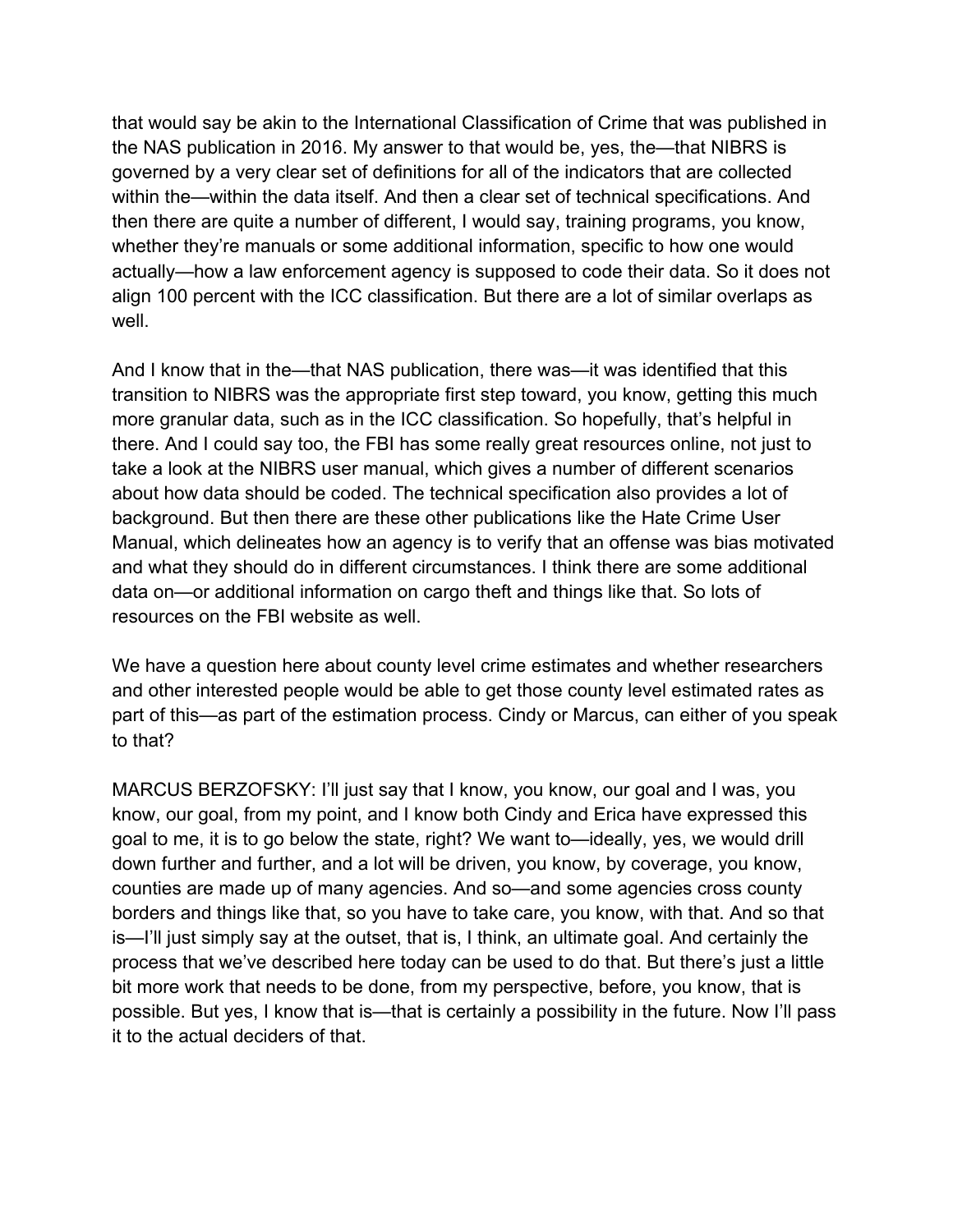that would say be akin to the International Classification of Crime that was published in the NAS publication in 2016. My answer to that would be, yes, the—that NIBRS is governed by a very clear set of definitions for all of the indicators that are collected within the—within the data itself. And then a clear set of technical specifications. And then there are quite a number of different, I would say, training programs, you know, whether they're manuals or some additional information, specific to how one would actually—how a law enforcement agency is supposed to code their data. So it does not align 100 percent with the ICC classification. But there are a lot of similar overlaps as well.

And I know that in the—that NAS publication, there was—it was identified that this transition to NIBRS was the appropriate first step toward, you know, getting this much more granular data, such as in the ICC classification. So hopefully, that's helpful in there. And I could say too, the FBI has some really great resources online, not just to take a look at the NIBRS user manual, which gives a number of different scenarios about how data should be coded. The technical specification also provides a lot of background. But then there are these other publications like the Hate Crime User Manual, which delineates how an agency is to verify that an offense was bias motivated and what they should do in different circumstances. I think there are some additional data on—or additional information on cargo theft and things like that. So lots of resources on the FBI website as well.

We have a question here about county level crime estimates and whether researchers and other interested people would be able to get those county level estimated rates as part of this—as part of the estimation process. Cindy or Marcus, can either of you speak to that?

MARCUS BERZOFSKY: I'll just say that I know, you know, our goal and I was, you know, our goal, from my point, and I know both Cindy and Erica have expressed this goal to me, it is to go below the state, right? We want to—ideally, yes, we would drill down further and further, and a lot will be driven, you know, by coverage, you know, counties are made up of many agencies. And so—and some agencies cross county borders and things like that, so you have to take care, you know, with that. And so that is—I'll just simply say at the outset, that is, I think, an ultimate goal. And certainly the process that we've described here today can be used to do that. But there's just a little bit more work that needs to be done, from my perspective, before, you know, that is possible. But yes, I know that is—that is certainly a possibility in the future. Now I'll pass it to the actual deciders of that.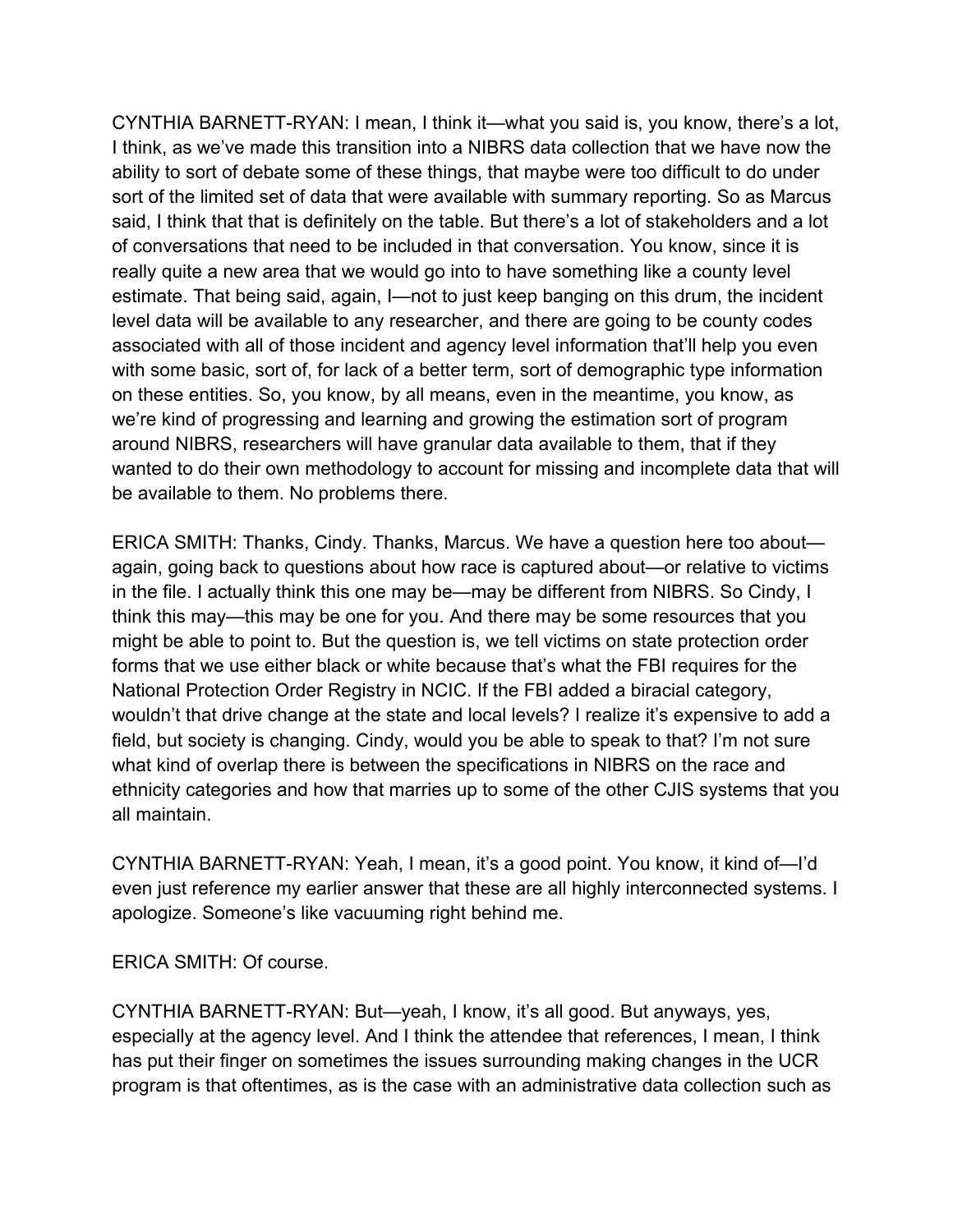CYNTHIA BARNETT-RYAN: I mean, I think it—what you said is, you know, there's a lot, I think, as we've made this transition into a NIBRS data collection that we have now the ability to sort of debate some of these things, that maybe were too difficult to do under sort of the limited set of data that were available with summary reporting. So as Marcus said, I think that that is definitely on the table. But there's a lot of stakeholders and a lot of conversations that need to be included in that conversation. You know, since it is really quite a new area that we would go into to have something like a county level estimate. That being said, again, I—not to just keep banging on this drum, the incident level data will be available to any researcher, and there are going to be county codes associated with all of those incident and agency level information that'll help you even with some basic, sort of, for lack of a better term, sort of demographic type information on these entities. So, you know, by all means, even in the meantime, you know, as we're kind of progressing and learning and growing the estimation sort of program around NIBRS, researchers will have granular data available to them, that if they wanted to do their own methodology to account for missing and incomplete data that will be available to them. No problems there.

ERICA SMITH: Thanks, Cindy. Thanks, Marcus. We have a question here too about—again, going back to questions about how race is captured about—or relative to victims in the file. I actually think this one may be—may be different from NIBRS. So Cindy, I think this may—this may be one for you. And there may be some resources that you might be able to point to. But the question is, we tell victims on state protection order forms that we use either black or white because that's what the FBI requires for the National Protection Order Registry in NCIC. If the FBI added a biracial category, wouldn't that drive change at the state and local levels? I realize it's expensive to add a field, but society is changing. Cindy, would you be able to speak to that? I'm not sure what kind of overlap there is between the specifications in NIBRS on the race and ethnicity categories and how that marries up to some of the other CJIS systems that you all maintain.

CYNTHIA BARNETT-RYAN: Yeah, I mean, it's a good point. You know, it kind of—I'd even just reference my earlier answer that these are all highly interconnected systems. I apologize. Someone's like vacuuming right behind me.

ERICA SMITH: Of course.

CYNTHIA BARNETT-RYAN: But—yeah, I know, it's all good. But anyways, yes, especially at the agency level. And I think the attendee that references, I mean, I think has put their finger on sometimes the issues surrounding making changes in the UCR program is that oftentimes, as is the case with an administrative data collection such as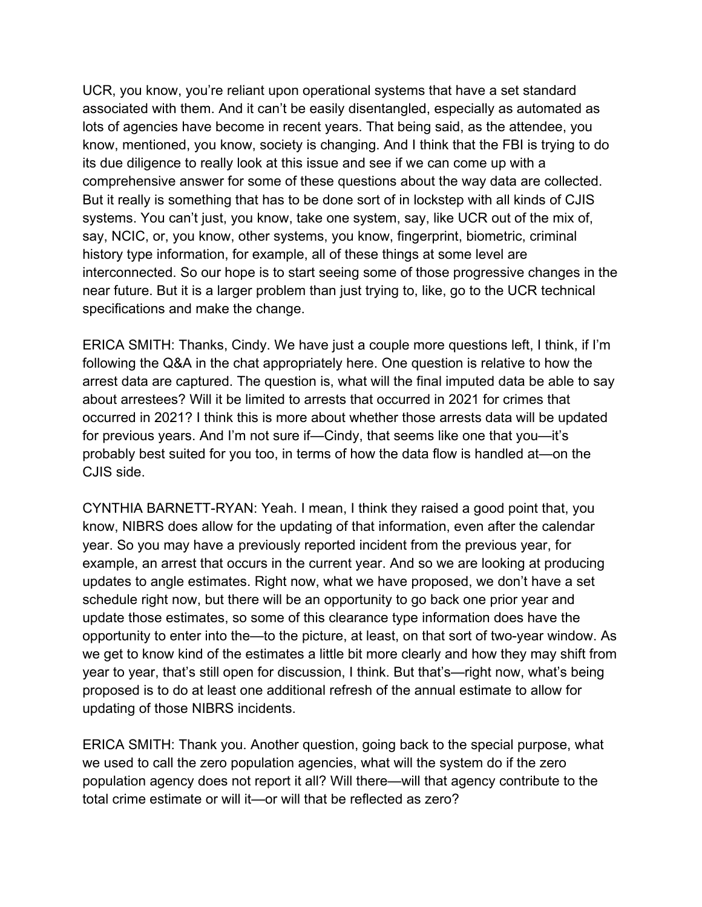UCR, you know, you're reliant upon operational systems that have a set standard associated with them. And it can't be easily disentangled, especially as automated as lots of agencies have become in recent years. That being said, as the attendee, you know, mentioned, you know, society is changing. And I think that the FBI is trying to do its due diligence to really look at this issue and see if we can come up with a comprehensive answer for some of these questions about the way data are collected. But it really is something that has to be done sort of in lockstep with all kinds of CJIS systems. You can't just, you know, take one system, say, like UCR out of the mix of, say, NCIC, or, you know, other systems, you know, fingerprint, biometric, criminal history type information, for example, all of these things at some level are interconnected. So our hope is to start seeing some of those progressive changes in the near future. But it is a larger problem than just trying to, like, go to the UCR technical specifications and make the change.

ERICA SMITH: Thanks, Cindy. We have just a couple more questions left, I think, if I'm following the Q&A in the chat appropriately here. One question is relative to how the arrest data are captured. The question is, what will the final imputed data be able to say about arrestees? Will it be limited to arrests that occurred in 2021 for crimes that occurred in 2021? I think this is more about whether those arrests data will be updated for previous years. And I'm not sure if—Cindy, that seems like one that you—it's probably best suited for you too, in terms of how the data flow is handled at—on the CJIS side.

CYNTHIA BARNETT-RYAN: Yeah. I mean, I think they raised a good point that, you know, NIBRS does allow for the updating of that information, even after the calendar year. So you may have a previously reported incident from the previous year, for example, an arrest that occurs in the current year. And so we are looking at producing updates to angle estimates. Right now, what we have proposed, we don't have a set schedule right now, but there will be an opportunity to go back one prior year and update those estimates, so some of this clearance type information does have the opportunity to enter into the—to the picture, at least, on that sort of two-year window. As we get to know kind of the estimates a little bit more clearly and how they may shift from year to year, that's still open for discussion, I think. But that's—right now, what's being proposed is to do at least one additional refresh of the annual estimate to allow for updating of those NIBRS incidents.

ERICA SMITH: Thank you. Another question, going back to the special purpose, what we used to call the zero population agencies, what will the system do if the zero population agency does not report it all? Will there—will that agency contribute to the total crime estimate or will it—or will that be reflected as zero?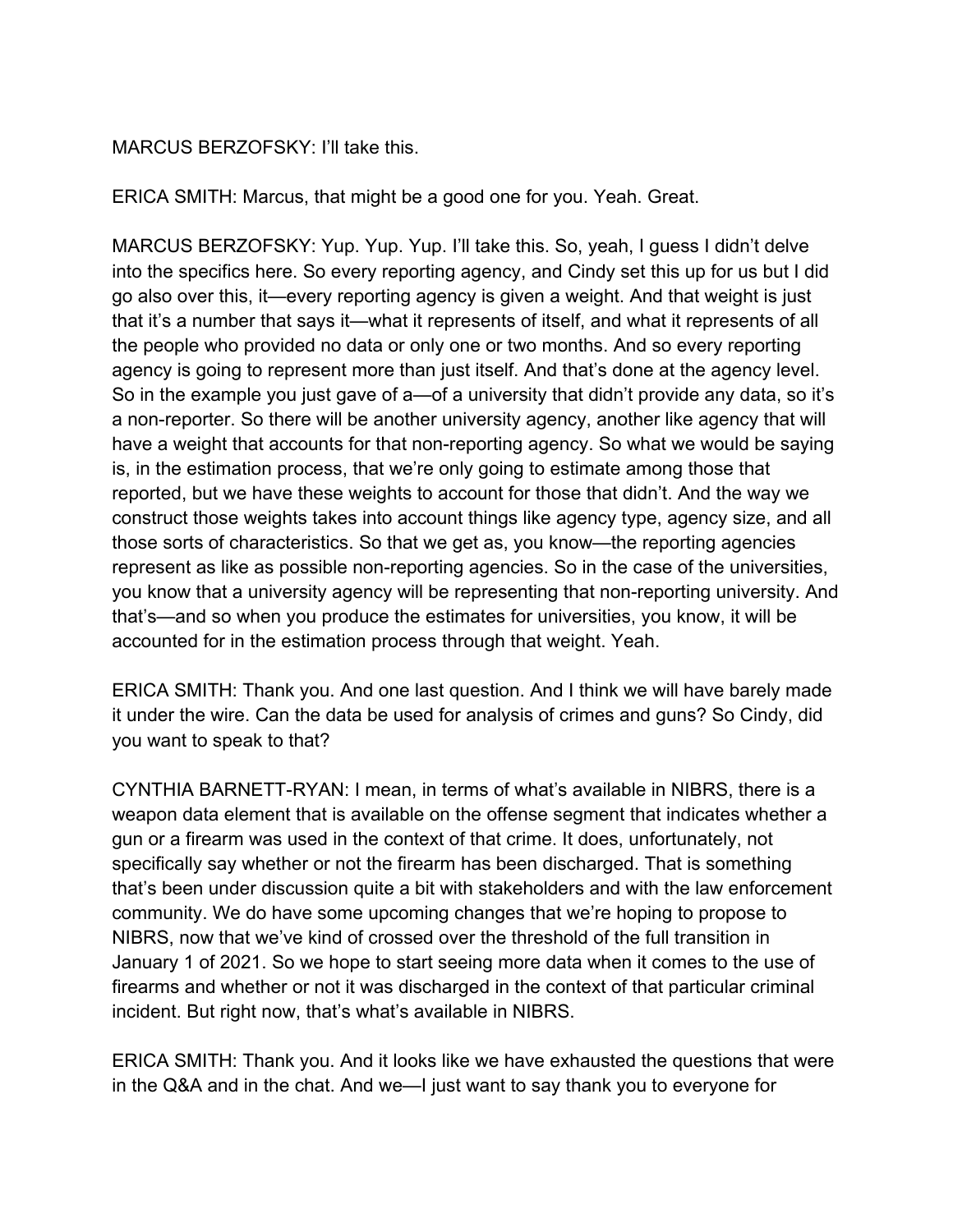MARCUS BERZOFSKY: I'll take this.

ERICA SMITH: Marcus, that might be a good one for you. Yeah. Great.

MARCUS BERZOFSKY: Yup. Yup. Yup. I'll take this. So, yeah, I guess I didn't delve into the specifics here. So every reporting agency, and Cindy set this up for us but I did go also over this, it—every reporting agency is given a weight. And that weight is just that it's a number that says it—what it represents of itself, and what it represents of all the people who provided no data or only one or two months. And so every reporting agency is going to represent more than just itself. And that's done at the agency level. So in the example you just gave of a—of a university that didn't provide any data, so it's a non-reporter. So there will be another university agency, another like agency that will have a weight that accounts for that non-reporting agency. So what we would be saying is, in the estimation process, that we're only going to estimate among those that reported, but we have these weights to account for those that didn't. And the way we construct those weights takes into account things like agency type, agency size, and all those sorts of characteristics. So that we get as, you know—the reporting agencies represent as like as possible non-reporting agencies. So in the case of the universities, you know that a university agency will be representing that non-reporting university. And that's—and so when you produce the estimates for universities, you know, it will be accounted for in the estimation process through that weight. Yeah.

ERICA SMITH: Thank you. And one last question. And I think we will have barely made it under the wire. Can the data be used for analysis of crimes and guns? So Cindy, did you want to speak to that?

CYNTHIA BARNETT-RYAN: I mean, in terms of what's available in NIBRS, there is a weapon data element that is available on the offense segment that indicates whether a gun or a firearm was used in the context of that crime. It does, unfortunately, not specifically say whether or not the firearm has been discharged. That is something that's been under discussion quite a bit with stakeholders and with the law enforcement community. We do have some upcoming changes that we're hoping to propose to NIBRS, now that we've kind of crossed over the threshold of the full transition in January 1 of 2021. So we hope to start seeing more data when it comes to the use of firearms and whether or not it was discharged in the context of that particular criminal incident. But right now, that's what's available in NIBRS.

ERICA SMITH: Thank you. And it looks like we have exhausted the questions that were in the Q&A and in the chat. And we—I just want to say thank you to everyone for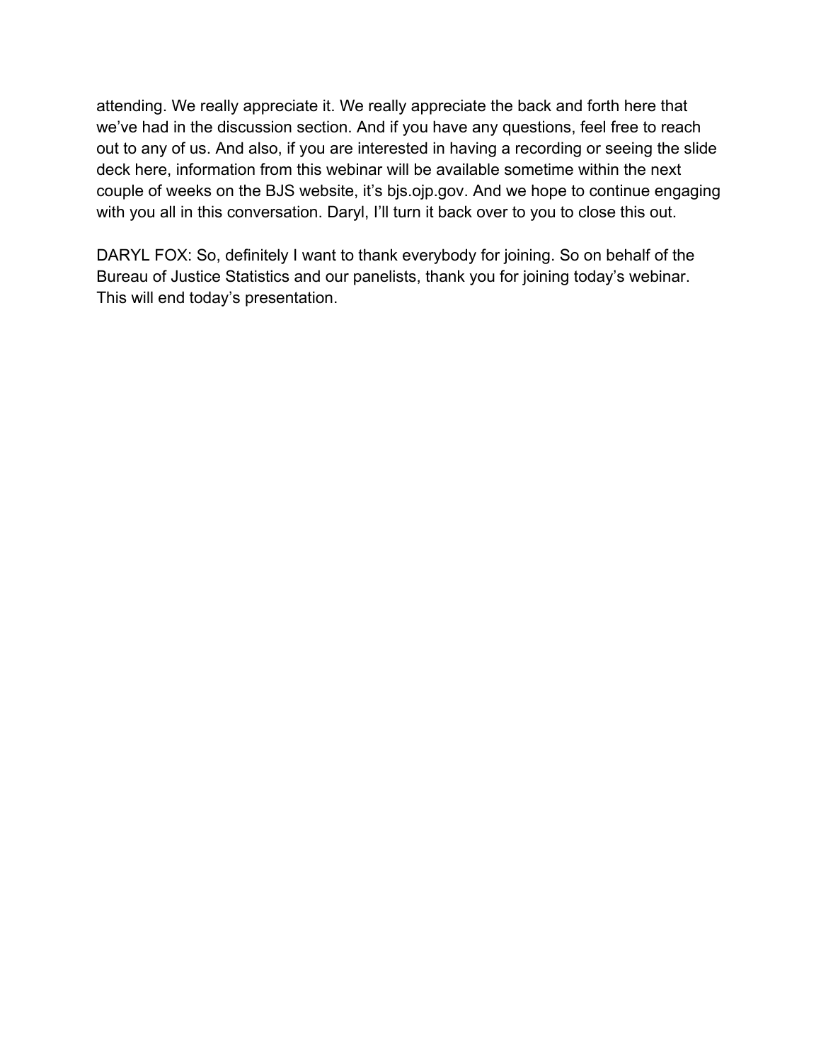attending. We really appreciate it. We really appreciate the back and forth here that we've had in the discussion section. And if you have any questions, feel free to reach out to any of us. And also, if you are interested in having a recording or seeing the slide deck here, information from this webinar will be available sometime within the next couple of weeks on the BJS website, it's bjs.ojp.gov. And we hope to continue engaging with you all in this conversation. Daryl, I'll turn it back over to you to close this out.

DARYL FOX: So, definitely I want to thank everybody for joining. So on behalf of the Bureau of Justice Statistics and our panelists, thank you for joining today's webinar. This will end today's presentation.